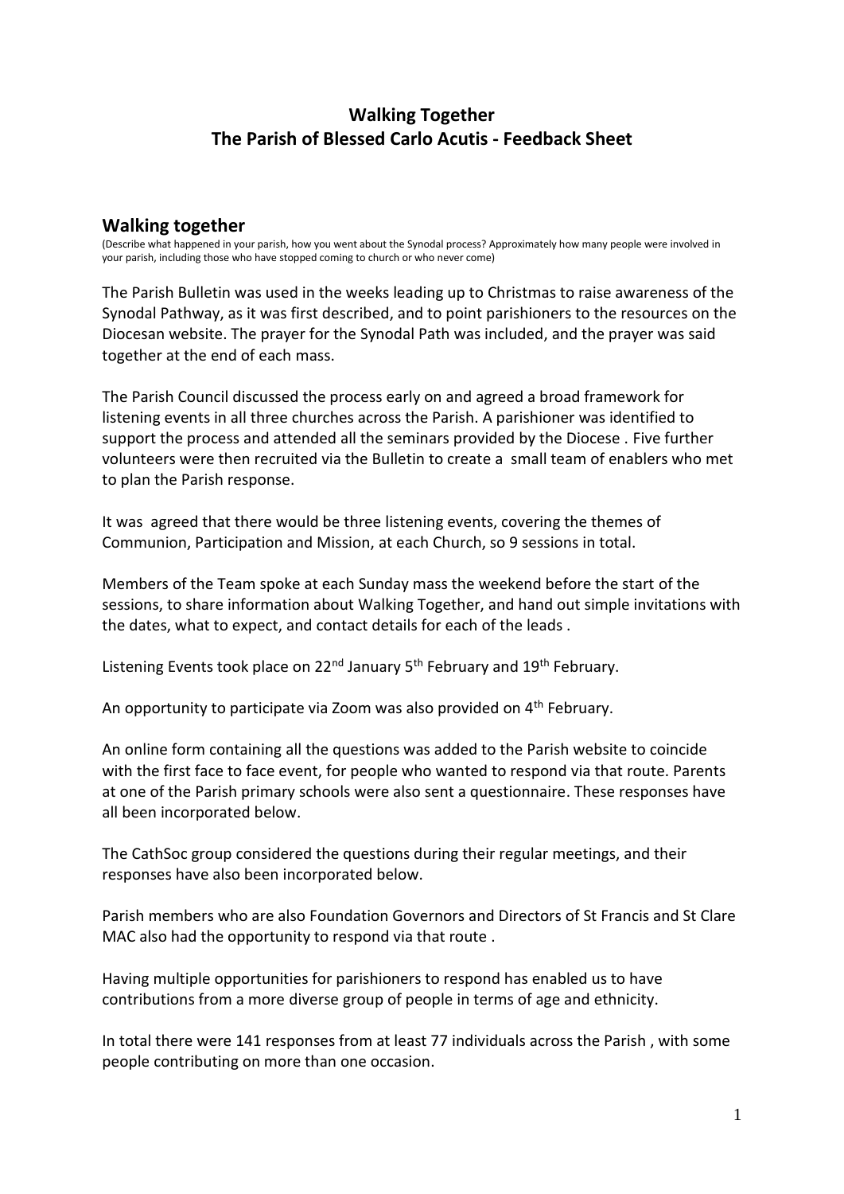# Walking Together
# The Parish of Blessed Carlo Acutis - Feedback Sheet

## Walking together

(Describe what happened in your parish, how you went about the Synodal process? Approximately how many people were involved in your parish, including those who have stopped coming to church or who never come)

The Parish Bulletin was used in the weeks leading up to Christmas to raise awareness of the Synodal Pathway, as it was first described, and to point parishioners to the resources on the Diocesan website. The prayer for the Synodal Path was included, and the prayer was said together at the end of each mass.

The Parish Council discussed the process early on and agreed a broad framework for listening events in all three churches across the Parish. A parishioner was identified to support the process and attended all the seminars provided by the Diocese . Five further volunteers were then recruited via the Bulletin to create a small team of enablers who met to plan the Parish response.

It was agreed that there would be three listening events, covering the themes of Communion, Participation and Mission, at each Church, so 9 sessions in total.

Members of the Team spoke at each Sunday mass the weekend before the start of the sessions, to share information about Walking Together, and hand out simple invitations with the dates, what to expect, and contact details for each of the leads .

Listening Events took place on 22nd January 5th February and 19th February.

An opportunity to participate via Zoom was also provided on 4th February.

An online form containing all the questions was added to the Parish website to coincide with the first face to face event, for people who wanted to respond via that route. Parents at one of the Parish primary schools were also sent a questionnaire. These responses have all been incorporated below.

The CathSoc group considered the questions during their regular meetings, and their responses have also been incorporated below.

Parish members who are also Foundation Governors and Directors of St Francis and St Clare MAC also had the opportunity to respond via that route .

Having multiple opportunities for parishioners to respond has enabled us to have contributions from a more diverse group of people in terms of age and ethnicity.

In total there were 141 responses from at least 77 individuals across the Parish , with some people contributing on more than one occasion.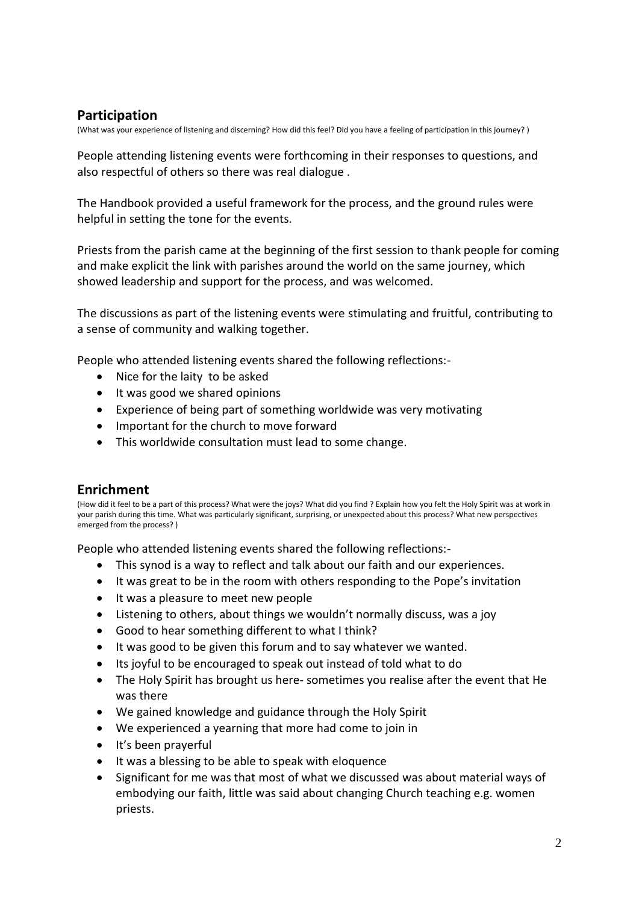## Participation

(What was your experience of listening and discerning? How did this feel? Did you have a feeling of participation in this journey? )

People attending listening events were forthcoming in their responses to questions, and also respectful of others so there was real dialogue .

The Handbook provided a useful framework for the process, and the ground rules were helpful in setting the tone for the events.

Priests from the parish came at the beginning of the first session to thank people for coming and make explicit the link with parishes around the world on the same journey, which showed leadership and support for the process, and was welcomed.

The discussions as part of the listening events were stimulating and fruitful, contributing to a sense of community and walking together.

People who attended listening events shared the following reflections:-

- Nice for the laity to be asked
- It was good we shared opinions
- Experience of being part of something worldwide was very motivating
- Important for the church to move forward
- This worldwide consultation must lead to some change.

## Enrichment

(How did it feel to be a part of this process? What were the joys? What did you find ? Explain how you felt the Holy Spirit was at work in your parish during this time. What was particularly significant, surprising, or unexpected about this process? What new perspectives emerged from the process? )

People who attended listening events shared the following reflections:-

- This synod is a way to reflect and talk about our faith and our experiences.
- It was great to be in the room with others responding to the Pope's invitation
- It was a pleasure to meet new people
- Listening to others, about things we wouldn't normally discuss, was a joy
- Good to hear something different to what I think?
- It was good to be given this forum and to say whatever we wanted.
- Its joyful to be encouraged to speak out instead of told what to do
- The Holy Spirit has brought us here- sometimes you realise after the event that He was there
- We gained knowledge and guidance through the Holy Spirit
- We experienced a yearning that more had come to join in
- It's been prayerful
- It was a blessing to be able to speak with eloquence
- Significant for me was that most of what we discussed was about material ways of embodying our faith, little was said about changing Church teaching e.g. women priests.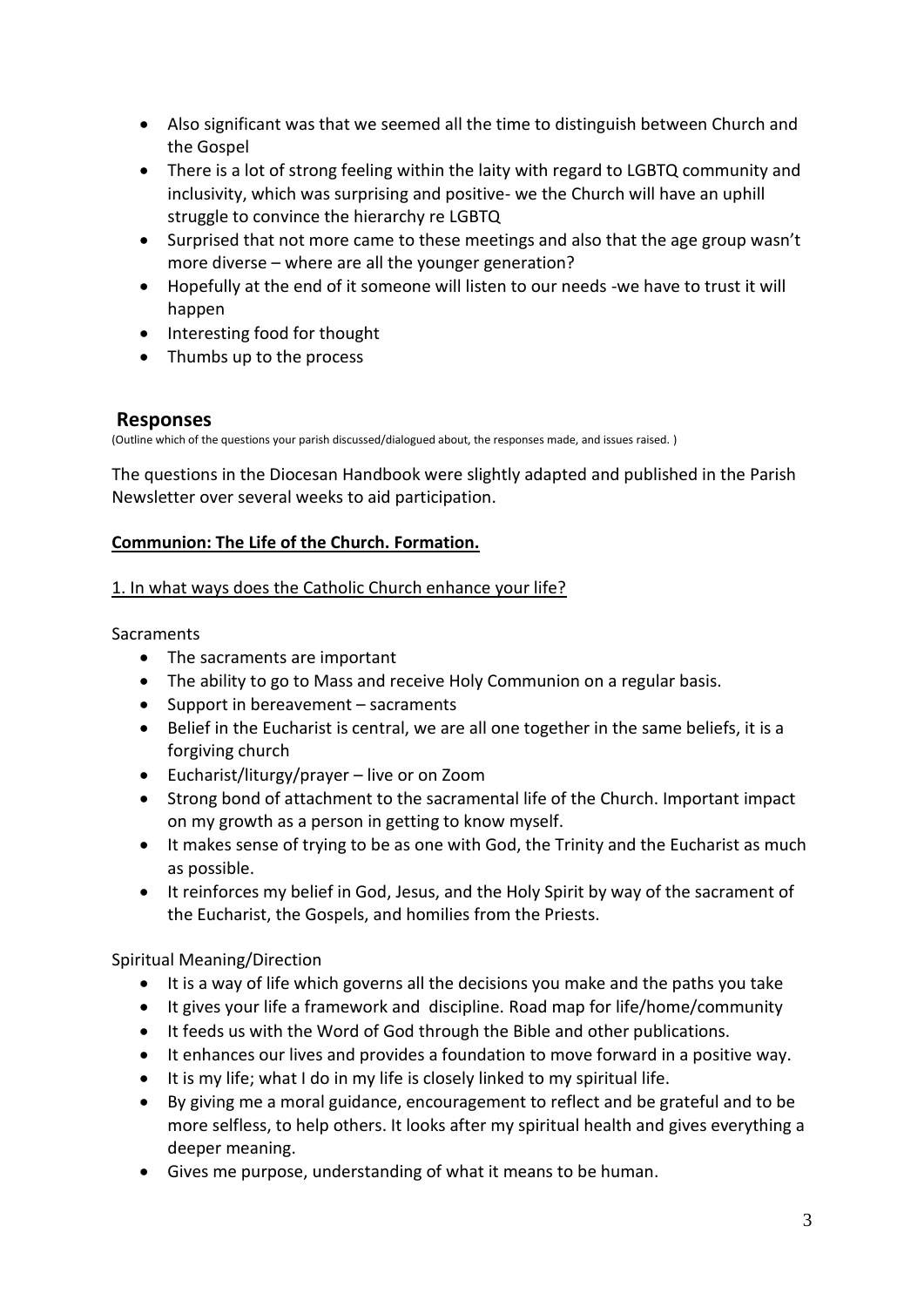- Also significant was that we seemed all the time to distinguish between Church and the Gospel
- There is a lot of strong feeling within the laity with regard to LGBTQ community and inclusivity, which was surprising and positive- we the Church will have an uphill struggle to convince the hierarchy re LGBTQ
- Surprised that not more came to these meetings and also that the age group wasn't more diverse – where are all the younger generation?
- Hopefully at the end of it someone will listen to our needs -we have to trust it will happen
- Interesting food for thought
- Thumbs up to the process

## Responses

(Outline which of the questions your parish discussed/dialogued about, the responses made, and issues raised. )

The questions in the Diocesan Handbook were slightly adapted and published in the Parish Newsletter over several weeks to aid participation.

**Communion: The Life of the Church. Formation.**

1. In what ways does the Catholic Church enhance your life?

Sacraments

- The sacraments are important
- The ability to go to Mass and receive Holy Communion on a regular basis.
- Support in bereavement – sacraments
- Belief in the Eucharist is central, we are all one together in the same beliefs, it is a forgiving church
- Eucharist/liturgy/prayer – live or on Zoom
- Strong bond of attachment to the sacramental life of the Church. Important impact on my growth as a person in getting to know myself.
- It makes sense of trying to be as one with God, the Trinity and the Eucharist as much as possible.
- It reinforces my belief in God, Jesus, and the Holy Spirit by way of the sacrament of the Eucharist, the Gospels, and homilies from the Priests.

Spiritual Meaning/Direction

- It is a way of life which governs all the decisions you make and the paths you take
- It gives your life a framework and discipline. Road map for life/home/community
- It feeds us with the Word of God through the Bible and other publications.
- It enhances our lives and provides a foundation to move forward in a positive way.
- It is my life; what I do in my life is closely linked to my spiritual life.
- By giving me a moral guidance, encouragement to reflect and be grateful and to be more selfless, to help others. It looks after my spiritual health and gives everything a deeper meaning.
- Gives me purpose, understanding of what it means to be human.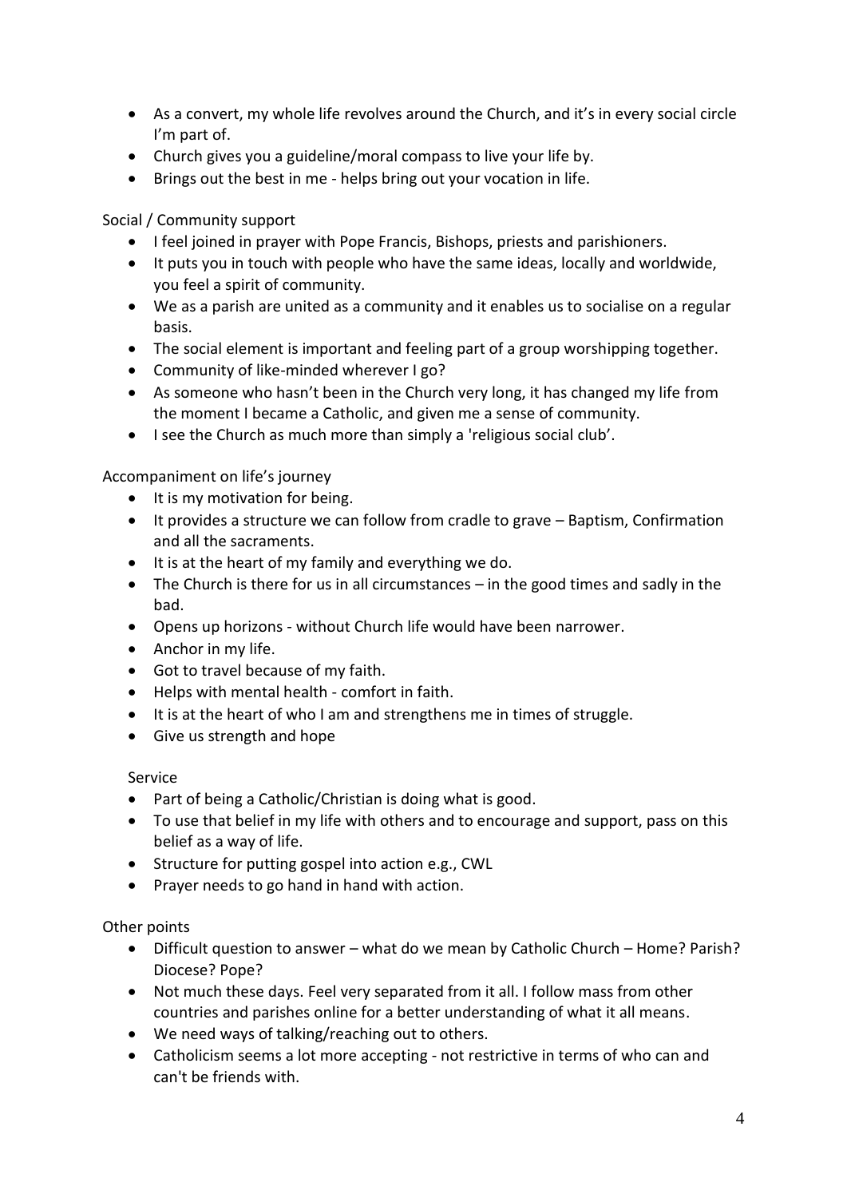- As a convert, my whole life revolves around the Church, and it's in every social circle I'm part of.
- Church gives you a guideline/moral compass to live your life by.
- Brings out the best in me - helps bring out your vocation in life.

Social / Community support

- I feel joined in prayer with Pope Francis, Bishops, priests and parishioners.
- It puts you in touch with people who have the same ideas, locally and worldwide, you feel a spirit of community.
- We as a parish are united as a community and it enables us to socialise on a regular basis.
- The social element is important and feeling part of a group worshipping together.
- Community of like-minded wherever I go?
- As someone who hasn't been in the Church very long, it has changed my life from the moment I became a Catholic, and given me a sense of community.
- I see the Church as much more than simply a 'religious social club'.

Accompaniment on life's journey

- It is my motivation for being.
- It provides a structure we can follow from cradle to grave – Baptism, Confirmation and all the sacraments.
- It is at the heart of my family and everything we do.
- The Church is there for us in all circumstances – in the good times and sadly in the bad.
- Opens up horizons - without Church life would have been narrower.
- Anchor in my life.
- Got to travel because of my faith.
- Helps with mental health - comfort in faith.
- It is at the heart of who I am and strengthens me in times of struggle.
- Give us strength and hope

Service

- Part of being a Catholic/Christian is doing what is good.
- To use that belief in my life with others and to encourage and support, pass on this belief as a way of life.
- Structure for putting gospel into action e.g., CWL
- Prayer needs to go hand in hand with action.

Other points

- Difficult question to answer – what do we mean by Catholic Church – Home? Parish? Diocese? Pope?
- Not much these days. Feel very separated from it all. I follow mass from other countries and parishes online for a better understanding of what it all means.
- We need ways of talking/reaching out to others.
- Catholicism seems a lot more accepting - not restrictive in terms of who can and can't be friends with.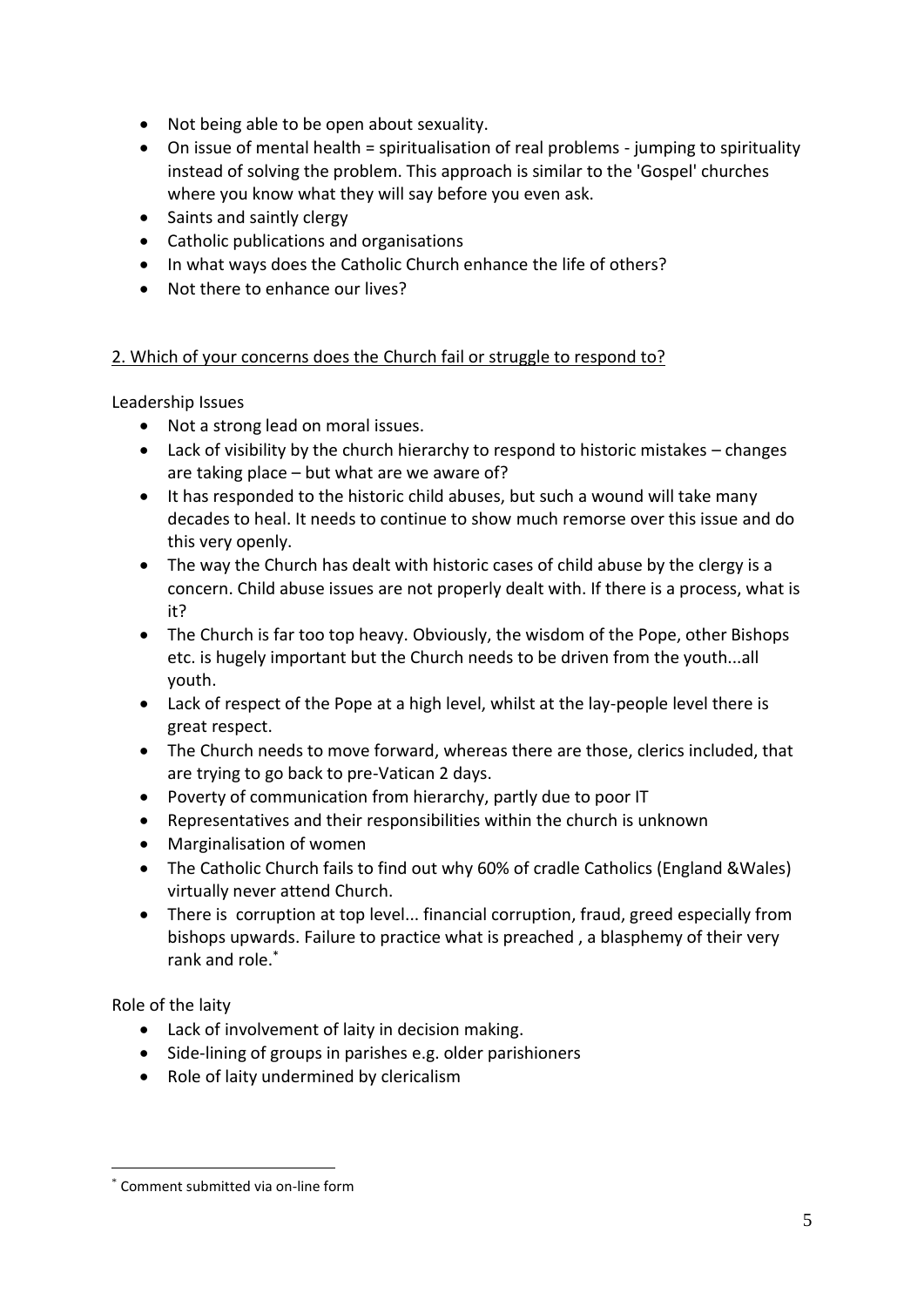- Not being able to be open about sexuality.
- On issue of mental health = spiritualisation of real problems - jumping to spirituality instead of solving the problem. This approach is similar to the 'Gospel' churches where you know what they will say before you even ask.
- Saints and saintly clergy
- Catholic publications and organisations
- In what ways does the Catholic Church enhance the life of others?
- Not there to enhance our lives?

<u>2. Which of your concerns does the Church fail or struggle to respond to?</u>

Leadership Issues

- Not a strong lead on moral issues.
- Lack of visibility by the church hierarchy to respond to historic mistakes – changes are taking place – but what are we aware of?
- It has responded to the historic child abuses, but such a wound will take many decades to heal. It needs to continue to show much remorse over this issue and do this very openly.
- The way the Church has dealt with historic cases of child abuse by the clergy is a concern. Child abuse issues are not properly dealt with. If there is a process, what is it?
- The Church is far too top heavy. Obviously, the wisdom of the Pope, other Bishops etc. is hugely important but the Church needs to be driven from the youth...all youth.
- Lack of respect of the Pope at a high level, whilst at the lay-people level there is great respect.
- The Church needs to move forward, whereas there are those, clerics included, that are trying to go back to pre-Vatican 2 days.
- Poverty of communication from hierarchy, partly due to poor IT
- Representatives and their responsibilities within the church is unknown
- Marginalisation of women
- The Catholic Church fails to find out why 60% of cradle Catholics (England &Wales) virtually never attend Church.
- There is corruption at top level... financial corruption, fraud, greed especially from bishops upwards. Failure to practice what is preached , a blasphemy of their very rank and role.*

Role of the laity

- Lack of involvement of laity in decision making.
- Side-lining of groups in parishes e.g. older parishioners
- Role of laity undermined by clericalism

---

* Comment submitted via on-line form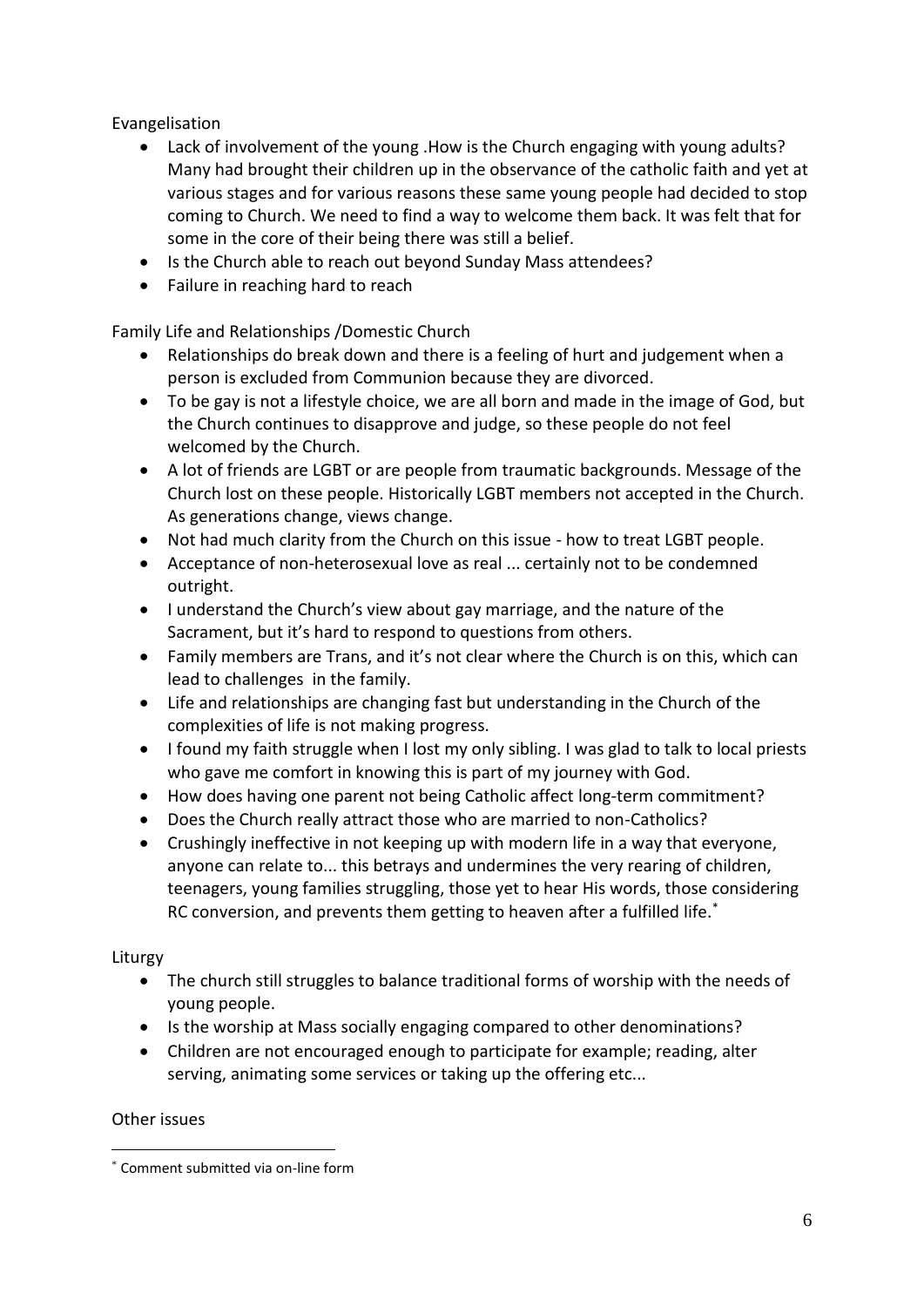Evangelisation

- Lack of involvement of the young .How is the Church engaging with young adults? Many had brought their children up in the observance of the catholic faith and yet at various stages and for various reasons these same young people had decided to stop coming to Church. We need to find a way to welcome them back. It was felt that for some in the core of their being there was still a belief.
- Is the Church able to reach out beyond Sunday Mass attendees?
- Failure in reaching hard to reach

Family Life and Relationships /Domestic Church

- Relationships do break down and there is a feeling of hurt and judgement when a person is excluded from Communion because they are divorced.
- To be gay is not a lifestyle choice, we are all born and made in the image of God, but the Church continues to disapprove and judge, so these people do not feel welcomed by the Church.
- A lot of friends are LGBT or are people from traumatic backgrounds. Message of the Church lost on these people. Historically LGBT members not accepted in the Church. As generations change, views change.
- Not had much clarity from the Church on this issue - how to treat LGBT people.
- Acceptance of non-heterosexual love as real ... certainly not to be condemned outright.
- I understand the Church's view about gay marriage, and the nature of the Sacrament, but it's hard to respond to questions from others.
- Family members are Trans, and it's not clear where the Church is on this, which can lead to challenges in the family.
- Life and relationships are changing fast but understanding in the Church of the complexities of life is not making progress.
- I found my faith struggle when I lost my only sibling. I was glad to talk to local priests who gave me comfort in knowing this is part of my journey with God.
- How does having one parent not being Catholic affect long-term commitment?
- Does the Church really attract those who are married to non-Catholics?
- Crushingly ineffective in not keeping up with modern life in a way that everyone, anyone can relate to... this betrays and undermines the very rearing of children, teenagers, young families struggling, those yet to hear His words, those considering RC conversion, and prevents them getting to heaven after a fulfilled life.[*]

Liturgy

- The church still struggles to balance traditional forms of worship with the needs of young people.
- Is the worship at Mass socially engaging compared to other denominations?
- Children are not encouraged enough to participate for example; reading, alter serving, animating some services or taking up the offering etc...

Other issues

[*] Comment submitted via on-line form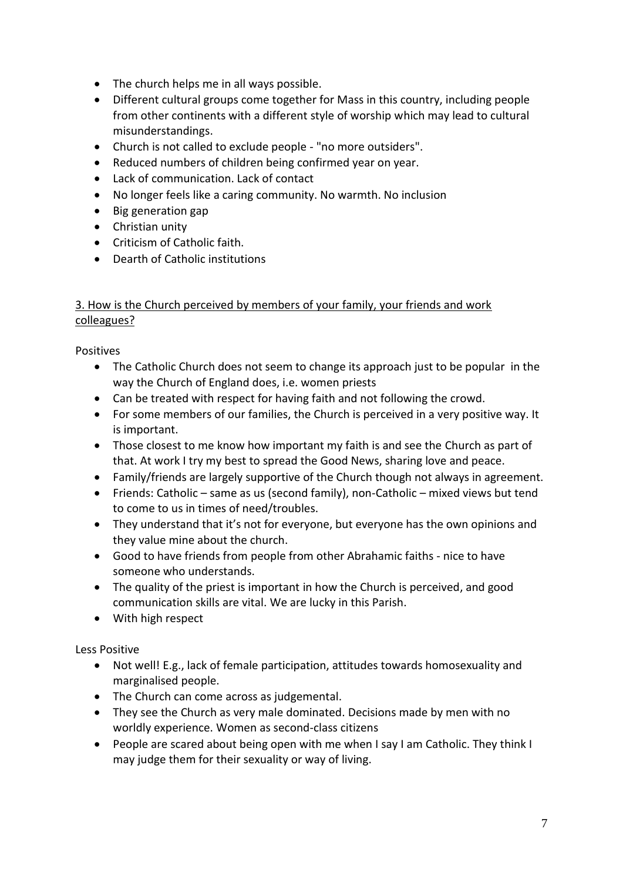- The church helps me in all ways possible.
- Different cultural groups come together for Mass in this country, including people from other continents with a different style of worship which may lead to cultural misunderstandings.
- Church is not called to exclude people - "no more outsiders".
- Reduced numbers of children being confirmed year on year.
- Lack of communication. Lack of contact
- No longer feels like a caring community. No warmth. No inclusion
- Big generation gap
- Christian unity
- Criticism of Catholic faith.
- Dearth of Catholic institutions

<u>3. How is the Church perceived by members of your family, your friends and work colleagues?</u>

Positives

- The Catholic Church does not seem to change its approach just to be popular in the way the Church of England does, i.e. women priests
- Can be treated with respect for having faith and not following the crowd.
- For some members of our families, the Church is perceived in a very positive way. It is important.
- Those closest to me know how important my faith is and see the Church as part of that. At work I try my best to spread the Good News, sharing love and peace.
- Family/friends are largely supportive of the Church though not always in agreement.
- Friends: Catholic – same as us (second family), non-Catholic – mixed views but tend to come to us in times of need/troubles.
- They understand that it's not for everyone, but everyone has the own opinions and they value mine about the church.
- Good to have friends from people from other Abrahamic faiths - nice to have someone who understands.
- The quality of the priest is important in how the Church is perceived, and good communication skills are vital. We are lucky in this Parish.
- With high respect

Less Positive

- Not well! E.g., lack of female participation, attitudes towards homosexuality and marginalised people.
- The Church can come across as judgemental.
- They see the Church as very male dominated. Decisions made by men with no worldly experience. Women as second-class citizens
- People are scared about being open with me when I say I am Catholic. They think I may judge them for their sexuality or way of living.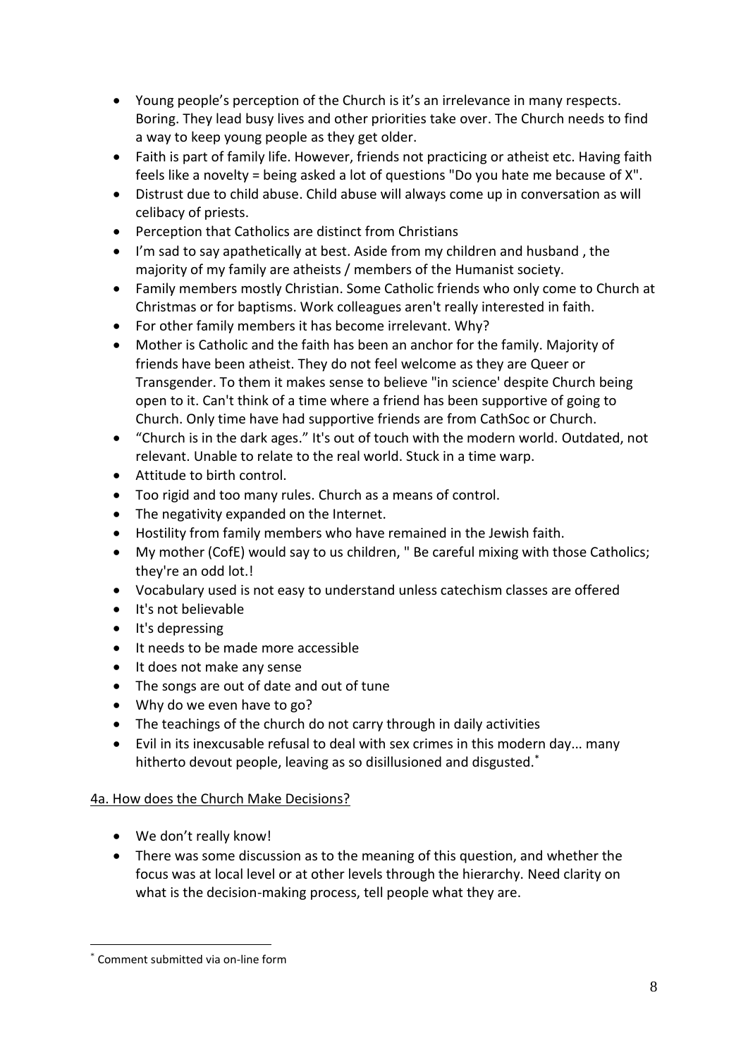- Young people's perception of the Church is it's an irrelevance in many respects. Boring. They lead busy lives and other priorities take over. The Church needs to find a way to keep young people as they get older.
- Faith is part of family life. However, friends not practicing or atheist etc. Having faith feels like a novelty = being asked a lot of questions "Do you hate me because of X".
- Distrust due to child abuse. Child abuse will always come up in conversation as will celibacy of priests.
- Perception that Catholics are distinct from Christians
- I'm sad to say apathetically at best. Aside from my children and husband , the majority of my family are atheists / members of the Humanist society.
- Family members mostly Christian. Some Catholic friends who only come to Church at Christmas or for baptisms. Work colleagues aren't really interested in faith.
- For other family members it has become irrelevant. Why?
- Mother is Catholic and the faith has been an anchor for the family. Majority of friends have been atheist. They do not feel welcome as they are Queer or Transgender. To them it makes sense to believe "in science' despite Church being open to it. Can't think of a time where a friend has been supportive of going to Church. Only time have had supportive friends are from CathSoc or Church.
- "Church is in the dark ages." It's out of touch with the modern world. Outdated, not relevant. Unable to relate to the real world. Stuck in a time warp.
- Attitude to birth control.
- Too rigid and too many rules. Church as a means of control.
- The negativity expanded on the Internet.
- Hostility from family members who have remained in the Jewish faith.
- My mother (CofE) would say to us children, " Be careful mixing with those Catholics; they're an odd lot.!
- Vocabulary used is not easy to understand unless catechism classes are offered
- It's not believable
- It's depressing
- It needs to be made more accessible
- It does not make any sense
- The songs are out of date and out of tune
- Why do we even have to go?
- The teachings of the church do not carry through in daily activities
- Evil in its inexcusable refusal to deal with sex crimes in this modern day... many hitherto devout people, leaving as so disillusioned and disgusted.[*]

## 4a. How does the Church Make Decisions?

- We don't really know!
- There was some discussion as to the meaning of this question, and whether the focus was at local level or at other levels through the hierarchy. Need clarity on what is the decision-making process, tell people what they are.

[*] Comment submitted via on-line form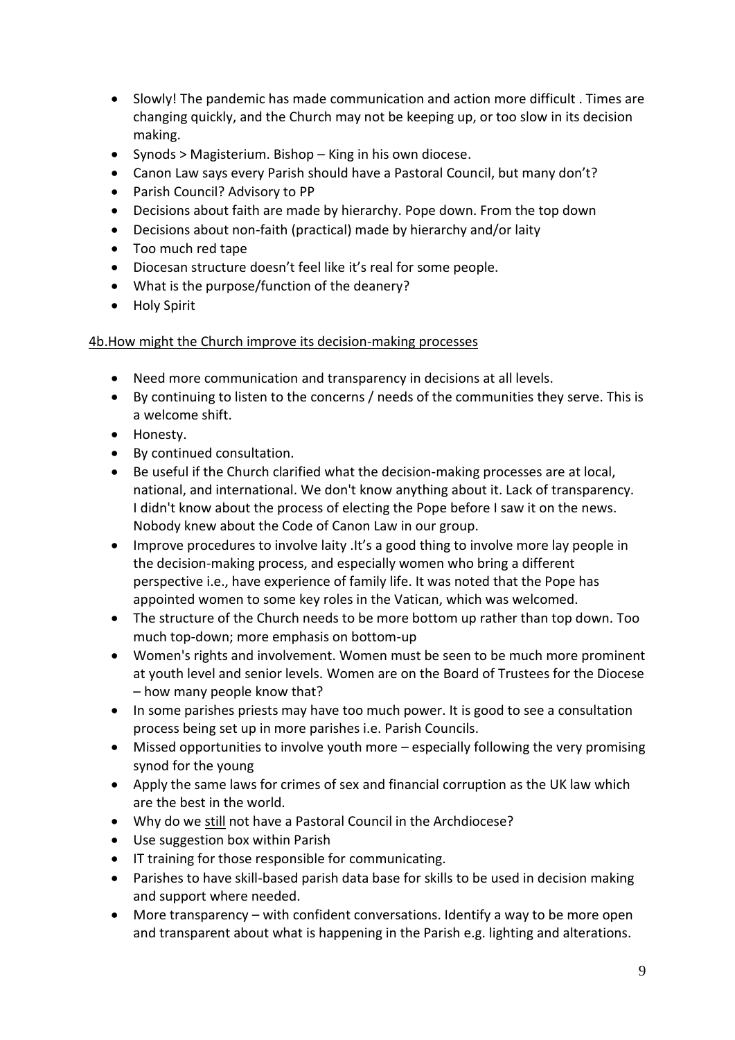- Slowly! The pandemic has made communication and action more difficult . Times are changing quickly, and the Church may not be keeping up, or too slow in its decision making.
- Synods > Magisterium. Bishop – King in his own diocese.
- Canon Law says every Parish should have a Pastoral Council, but many don't?
- Parish Council? Advisory to PP
- Decisions about faith are made by hierarchy. Pope down. From the top down
- Decisions about non-faith (practical) made by hierarchy and/or laity
- Too much red tape
- Diocesan structure doesn't feel like it's real for some people.
- What is the purpose/function of the deanery?
- Holy Spirit

<u>4b.How might the Church improve its decision-making processes</u>

- Need more communication and transparency in decisions at all levels.
- By continuing to listen to the concerns / needs of the communities they serve. This is a welcome shift.
- Honesty.
- By continued consultation.
- Be useful if the Church clarified what the decision-making processes are at local, national, and international. We don't know anything about it. Lack of transparency. I didn't know about the process of electing the Pope before I saw it on the news. Nobody knew about the Code of Canon Law in our group.
- Improve procedures to involve laity .It's a good thing to involve more lay people in the decision-making process, and especially women who bring a different perspective i.e., have experience of family life. It was noted that the Pope has appointed women to some key roles in the Vatican, which was welcomed.
- The structure of the Church needs to be more bottom up rather than top down. Too much top-down; more emphasis on bottom-up
- Women's rights and involvement. Women must be seen to be much more prominent at youth level and senior levels. Women are on the Board of Trustees for the Diocese – how many people know that?
- In some parishes priests may have too much power. It is good to see a consultation process being set up in more parishes i.e. Parish Councils.
- Missed opportunities to involve youth more – especially following the very promising synod for the young
- Apply the same laws for crimes of sex and financial corruption as the UK law which are the best in the world.
- Why do we <u>still</u> not have a Pastoral Council in the Archdiocese?
- Use suggestion box within Parish
- IT training for those responsible for communicating.
- Parishes to have skill-based parish data base for skills to be used in decision making and support where needed.
- More transparency – with confident conversations. Identify a way to be more open and transparent about what is happening in the Parish e.g. lighting and alterations.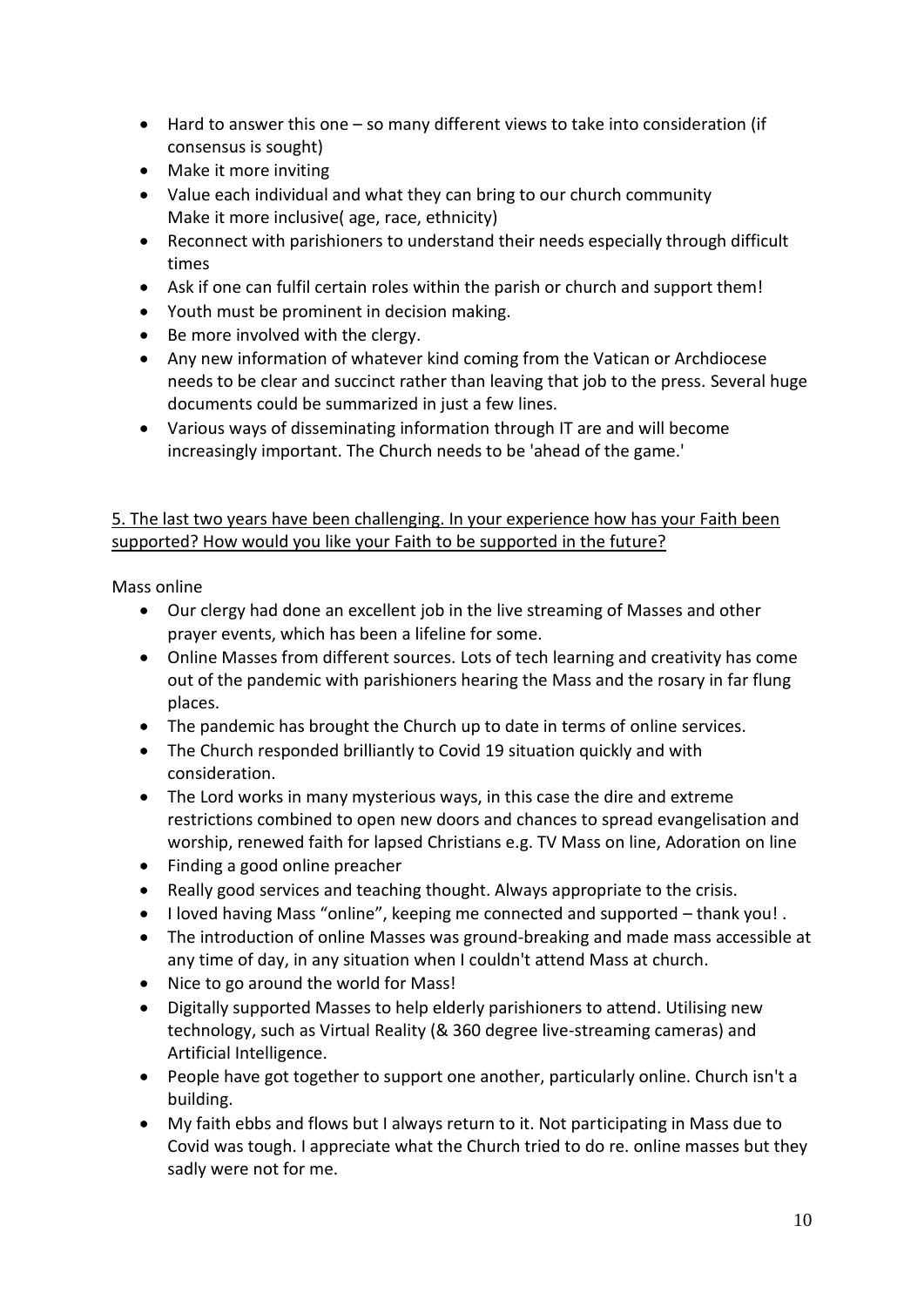- Hard to answer this one – so many different views to take into consideration (if consensus is sought)
- Make it more inviting
- Value each individual and what they can bring to our church community
  Make it more inclusive( age, race, ethnicity)
- Reconnect with parishioners to understand their needs especially through difficult times
- Ask if one can fulfil certain roles within the parish or church and support them!
- Youth must be prominent in decision making.
- Be more involved with the clergy.
- Any new information of whatever kind coming from the Vatican or Archdiocese needs to be clear and succinct rather than leaving that job to the press. Several huge documents could be summarized in just a few lines.
- Various ways of disseminating information through IT are and will become increasingly important. The Church needs to be 'ahead of the game.'

<u>5. The last two years have been challenging. In your experience how has your Faith been supported? How would you like your Faith to be supported in the future?</u>

Mass online

- Our clergy had done an excellent job in the live streaming of Masses and other prayer events, which has been a lifeline for some.
- Online Masses from different sources. Lots of tech learning and creativity has come out of the pandemic with parishioners hearing the Mass and the rosary in far flung places.
- The pandemic has brought the Church up to date in terms of online services.
- The Church responded brilliantly to Covid 19 situation quickly and with consideration.
- The Lord works in many mysterious ways, in this case the dire and extreme restrictions combined to open new doors and chances to spread evangelisation and worship, renewed faith for lapsed Christians e.g. TV Mass on line, Adoration on line
- Finding a good online preacher
- Really good services and teaching thought. Always appropriate to the crisis.
- I loved having Mass "online", keeping me connected and supported – thank you! .
- The introduction of online Masses was ground-breaking and made mass accessible at any time of day, in any situation when I couldn't attend Mass at church.
- Nice to go around the world for Mass!
- Digitally supported Masses to help elderly parishioners to attend. Utilising new technology, such as Virtual Reality (& 360 degree live-streaming cameras) and Artificial Intelligence.
- People have got together to support one another, particularly online. Church isn't a building.
- My faith ebbs and flows but I always return to it. Not participating in Mass due to Covid was tough. I appreciate what the Church tried to do re. online masses but they sadly were not for me.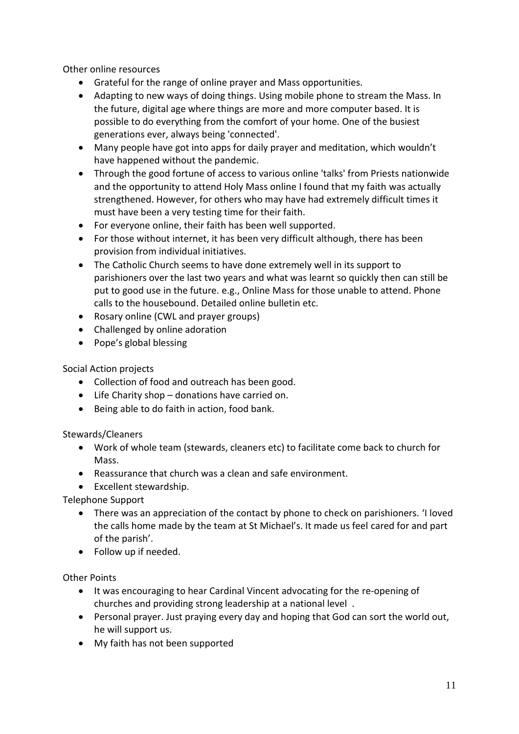Other online resources

- Grateful for the range of online prayer and Mass opportunities.
- Adapting to new ways of doing things. Using mobile phone to stream the Mass. In the future, digital age where things are more and more computer based. It is possible to do everything from the comfort of your home. One of the busiest generations ever, always being 'connected'.
- Many people have got into apps for daily prayer and meditation, which wouldn't have happened without the pandemic.
- Through the good fortune of access to various online 'talks' from Priests nationwide and the opportunity to attend Holy Mass online I found that my faith was actually strengthened. However, for others who may have had extremely difficult times it must have been a very testing time for their faith.
- For everyone online, their faith has been well supported.
- For those without internet, it has been very difficult although, there has been provision from individual initiatives.
- The Catholic Church seems to have done extremely well in its support to parishioners over the last two years and what was learnt so quickly then can still be put to good use in the future. e.g., Online Mass for those unable to attend. Phone calls to the housebound. Detailed online bulletin etc.
- Rosary online (CWL and prayer groups)
- Challenged by online adoration
- Pope's global blessing

Social Action projects

- Collection of food and outreach has been good.
- Life Charity shop – donations have carried on.
- Being able to do faith in action, food bank.

Stewards/Cleaners

- Work of whole team (stewards, cleaners etc) to facilitate come back to church for Mass.
- Reassurance that church was a clean and safe environment.
- Excellent stewardship.

Telephone Support

- There was an appreciation of the contact by phone to check on parishioners. 'I loved the calls home made by the team at St Michael's. It made us feel cared for and part of the parish'.
- Follow up if needed.

Other Points

- It was encouraging to hear Cardinal Vincent advocating for the re-opening of churches and providing strong leadership at a national level .
- Personal prayer. Just praying every day and hoping that God can sort the world out, he will support us.
- My faith has not been supported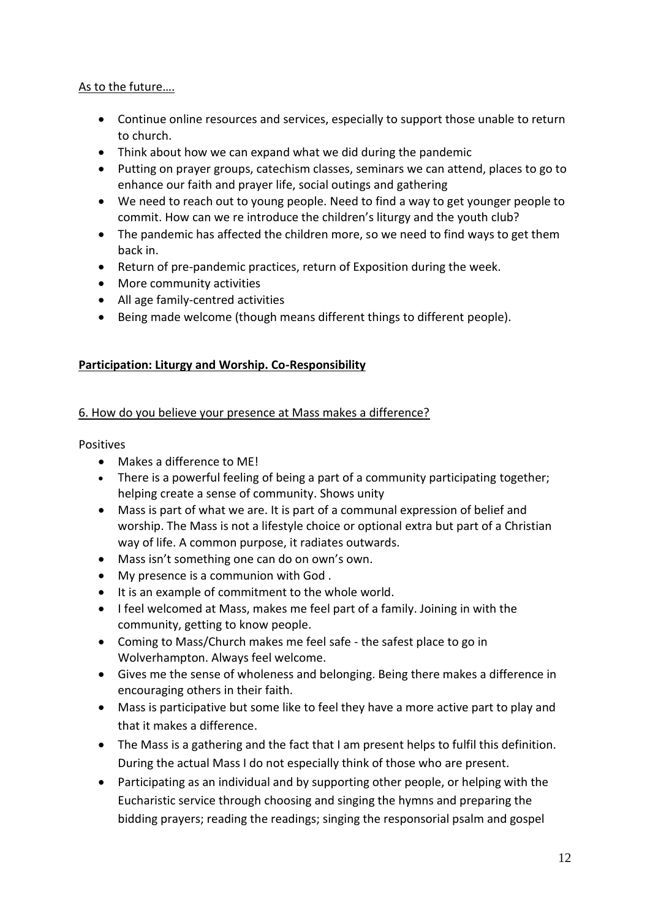As to the future….

- Continue online resources and services, especially to support those unable to return to church.
- Think about how we can expand what we did during the pandemic
- Putting on prayer groups, catechism classes, seminars we can attend, places to go to enhance our faith and prayer life, social outings and gathering
- We need to reach out to young people. Need to find a way to get younger people to commit. How can we re introduce the children's liturgy and the youth club?
- The pandemic has affected the children more, so we need to find ways to get them back in.
- Return of pre-pandemic practices, return of Exposition during the week.
- More community activities
- All age family-centred activities
- Being made welcome (though means different things to different people).

## Participation: Liturgy and Worship. Co-Responsibility

### 6. How do you believe your presence at Mass makes a difference?

Positives

- Makes a difference to ME!
- There is a powerful feeling of being a part of a community participating together; helping create a sense of community. Shows unity
- Mass is part of what we are. It is part of a communal expression of belief and worship. The Mass is not a lifestyle choice or optional extra but part of a Christian way of life. A common purpose, it radiates outwards.
- Mass isn't something one can do on own's own.
- My presence is a communion with God .
- It is an example of commitment to the whole world.
- I feel welcomed at Mass, makes me feel part of a family. Joining in with the community, getting to know people.
- Coming to Mass/Church makes me feel safe - the safest place to go in Wolverhampton. Always feel welcome.
- Gives me the sense of wholeness and belonging. Being there makes a difference in encouraging others in their faith.
- Mass is participative but some like to feel they have a more active part to play and that it makes a difference.
- The Mass is a gathering and the fact that I am present helps to fulfil this definition. During the actual Mass I do not especially think of those who are present.
- Participating as an individual and by supporting other people, or helping with the Eucharistic service through choosing and singing the hymns and preparing the bidding prayers; reading the readings; singing the responsorial psalm and gospel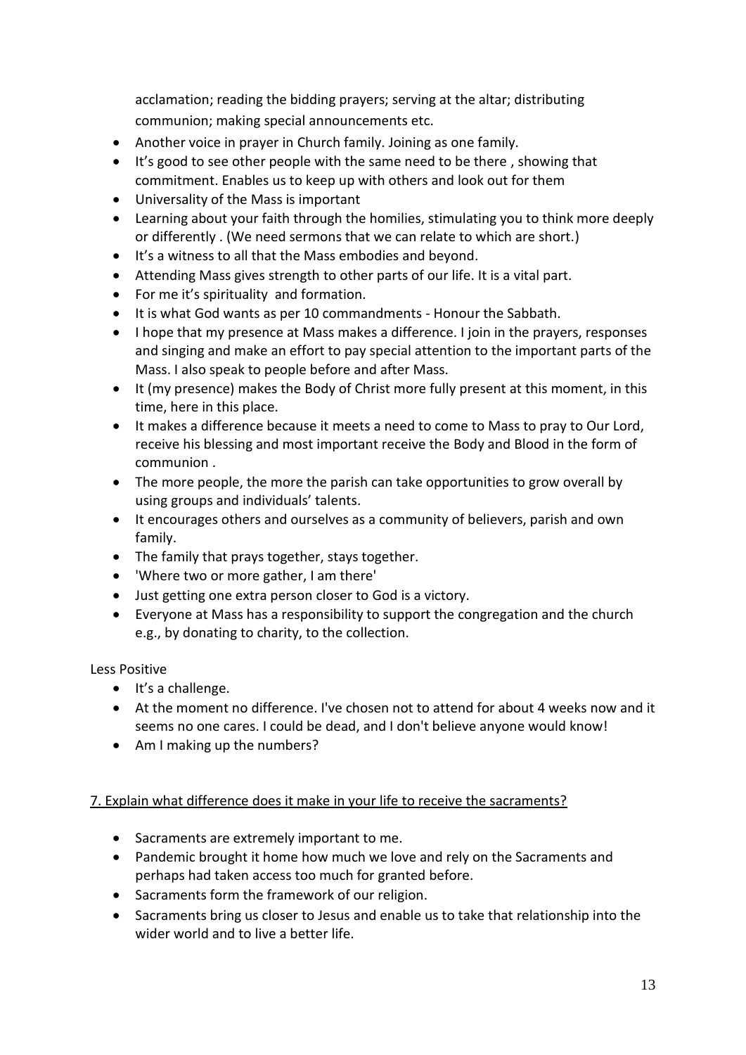acclamation; reading the bidding prayers; serving at the altar; distributing communion; making special announcements etc.

- Another voice in prayer in Church family. Joining as one family.
- It's good to see other people with the same need to be there , showing that commitment. Enables us to keep up with others and look out for them
- Universality of the Mass is important
- Learning about your faith through the homilies, stimulating you to think more deeply or differently . (We need sermons that we can relate to which are short.)
- It's a witness to all that the Mass embodies and beyond.
- Attending Mass gives strength to other parts of our life. It is a vital part.
- For me it's spirituality and formation.
- It is what God wants as per 10 commandments - Honour the Sabbath.
- I hope that my presence at Mass makes a difference. I join in the prayers, responses and singing and make an effort to pay special attention to the important parts of the Mass. I also speak to people before and after Mass.
- It (my presence) makes the Body of Christ more fully present at this moment, in this time, here in this place.
- It makes a difference because it meets a need to come to Mass to pray to Our Lord, receive his blessing and most important receive the Body and Blood in the form of communion .
- The more people, the more the parish can take opportunities to grow overall by using groups and individuals' talents.
- It encourages others and ourselves as a community of believers, parish and own family.
- The family that prays together, stays together.
- 'Where two or more gather, I am there'
- Just getting one extra person closer to God is a victory.
- Everyone at Mass has a responsibility to support the congregation and the church e.g., by donating to charity, to the collection.

Less Positive

- It's a challenge.
- At the moment no difference. I've chosen not to attend for about 4 weeks now and it seems no one cares. I could be dead, and I don't believe anyone would know!
- Am I making up the numbers?

<u>7. Explain what difference does it make in your life to receive the sacraments?</u>

- Sacraments are extremely important to me.
- Pandemic brought it home how much we love and rely on the Sacraments and perhaps had taken access too much for granted before.
- Sacraments form the framework of our religion.
- Sacraments bring us closer to Jesus and enable us to take that relationship into the wider world and to live a better life.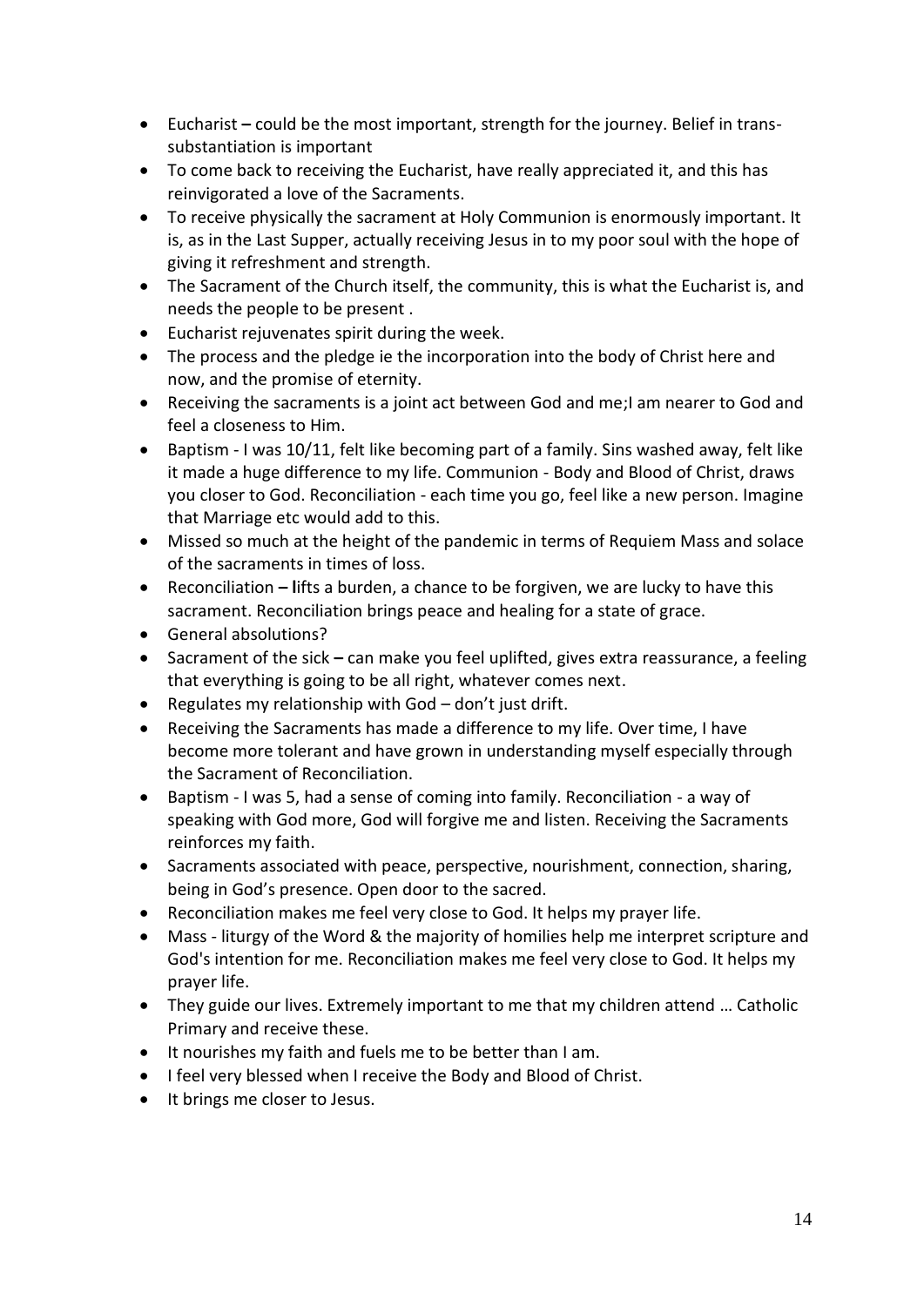- Eucharist **–** could be the most important, strength for the journey. Belief in trans-substantiation is important
- To come back to receiving the Eucharist, have really appreciated it, and this has reinvigorated a love of the Sacraments.
- To receive physically the sacrament at Holy Communion is enormously important. It is, as in the Last Supper, actually receiving Jesus in to my poor soul with the hope of giving it refreshment and strength.
- The Sacrament of the Church itself, the community, this is what the Eucharist is, and needs the people to be present .
- Eucharist rejuvenates spirit during the week.
- The process and the pledge ie the incorporation into the body of Christ here and now, and the promise of eternity.
- Receiving the sacraments is a joint act between God and me;I am nearer to God and feel a closeness to Him.
- Baptism - I was 10/11, felt like becoming part of a family. Sins washed away, felt like it made a huge difference to my life. Communion - Body and Blood of Christ, draws you closer to God. Reconciliation - each time you go, feel like a new person. Imagine that Marriage etc would add to this.
- Missed so much at the height of the pandemic in terms of Requiem Mass and solace of the sacraments in times of loss.
- Reconciliation **– l**ifts a burden, a chance to be forgiven, we are lucky to have this sacrament. Reconciliation brings peace and healing for a state of grace.
- General absolutions?
- Sacrament of the sick **–** can make you feel uplifted, gives extra reassurance, a feeling that everything is going to be all right, whatever comes next.
- Regulates my relationship with God – don't just drift.
- Receiving the Sacraments has made a difference to my life. Over time, I have become more tolerant and have grown in understanding myself especially through the Sacrament of Reconciliation.
- Baptism - I was 5, had a sense of coming into family. Reconciliation - a way of speaking with God more, God will forgive me and listen. Receiving the Sacraments reinforces my faith.
- Sacraments associated with peace, perspective, nourishment, connection, sharing, being in God's presence. Open door to the sacred.
- Reconciliation makes me feel very close to God. It helps my prayer life.
- Mass - liturgy of the Word & the majority of homilies help me interpret scripture and God's intention for me. Reconciliation makes me feel very close to God. It helps my prayer life.
- They guide our lives. Extremely important to me that my children attend … Catholic Primary and receive these.
- It nourishes my faith and fuels me to be better than I am.
- I feel very blessed when I receive the Body and Blood of Christ.
- It brings me closer to Jesus.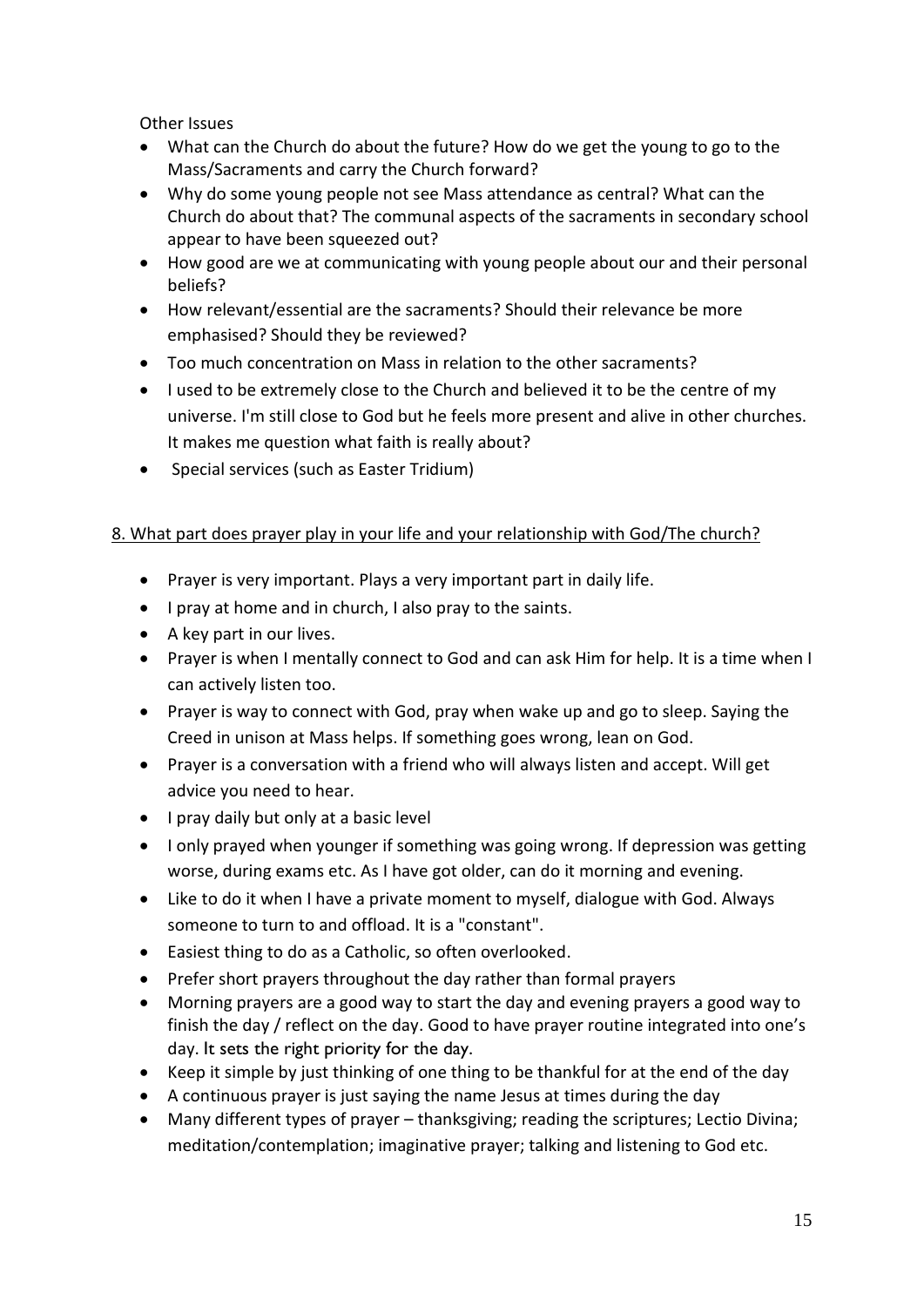Other Issues

- What can the Church do about the future? How do we get the young to go to the Mass/Sacraments and carry the Church forward?
- Why do some young people not see Mass attendance as central? What can the Church do about that? The communal aspects of the sacraments in secondary school appear to have been squeezed out?
- How good are we at communicating with young people about our and their personal beliefs?
- How relevant/essential are the sacraments? Should their relevance be more emphasised? Should they be reviewed?
- Too much concentration on Mass in relation to the other sacraments?
- I used to be extremely close to the Church and believed it to be the centre of my universe. I'm still close to God but he feels more present and alive in other churches. It makes me question what faith is really about?
- Special services (such as Easter Tridium)

<u>8. What part does prayer play in your life and your relationship with God/The church?</u>

- Prayer is very important. Plays a very important part in daily life.
- I pray at home and in church, I also pray to the saints.
- A key part in our lives.
- Prayer is when I mentally connect to God and can ask Him for help. It is a time when I can actively listen too.
- Prayer is way to connect with God, pray when wake up and go to sleep. Saying the Creed in unison at Mass helps. If something goes wrong, lean on God.
- Prayer is a conversation with a friend who will always listen and accept. Will get advice you need to hear.
- I pray daily but only at a basic level
- I only prayed when younger if something was going wrong. If depression was getting worse, during exams etc. As I have got older, can do it morning and evening.
- Like to do it when I have a private moment to myself, dialogue with God. Always someone to turn to and offload. It is a "constant".
- Easiest thing to do as a Catholic, so often overlooked.
- Prefer short prayers throughout the day rather than formal prayers
- Morning prayers are a good way to start the day and evening prayers a good way to finish the day / reflect on the day. Good to have prayer routine integrated into one's day. It sets the right priority for the day.
- Keep it simple by just thinking of one thing to be thankful for at the end of the day
- A continuous prayer is just saying the name Jesus at times during the day
- Many different types of prayer – thanksgiving; reading the scriptures; Lectio Divina; meditation/contemplation; imaginative prayer; talking and listening to God etc.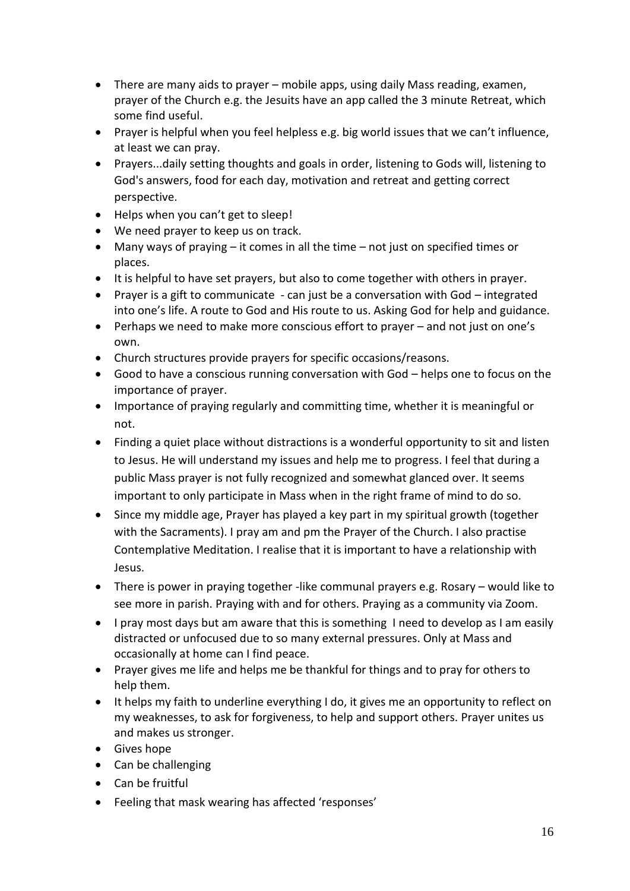- There are many aids to prayer – mobile apps, using daily Mass reading, examen, prayer of the Church e.g. the Jesuits have an app called the 3 minute Retreat, which some find useful.
- Prayer is helpful when you feel helpless e.g. big world issues that we can't influence, at least we can pray.
- Prayers...daily setting thoughts and goals in order, listening to Gods will, listening to God's answers, food for each day, motivation and retreat and getting correct perspective.
- Helps when you can't get to sleep!
- We need prayer to keep us on track.
- Many ways of praying – it comes in all the time – not just on specified times or places.
- It is helpful to have set prayers, but also to come together with others in prayer.
- Prayer is a gift to communicate - can just be a conversation with God – integrated into one's life. A route to God and His route to us. Asking God for help and guidance.
- Perhaps we need to make more conscious effort to prayer – and not just on one's own.
- Church structures provide prayers for specific occasions/reasons.
- Good to have a conscious running conversation with God – helps one to focus on the importance of prayer.
- Importance of praying regularly and committing time, whether it is meaningful or not.
- Finding a quiet place without distractions is a wonderful opportunity to sit and listen to Jesus. He will understand my issues and help me to progress. I feel that during a public Mass prayer is not fully recognized and somewhat glanced over. It seems important to only participate in Mass when in the right frame of mind to do so.
- Since my middle age, Prayer has played a key part in my spiritual growth (together with the Sacraments). I pray am and pm the Prayer of the Church. I also practise Contemplative Meditation. I realise that it is important to have a relationship with Jesus.
- There is power in praying together -like communal prayers e.g. Rosary – would like to see more in parish. Praying with and for others. Praying as a community via Zoom.
- I pray most days but am aware that this is something I need to develop as I am easily distracted or unfocused due to so many external pressures. Only at Mass and occasionally at home can I find peace.
- Prayer gives me life and helps me be thankful for things and to pray for others to help them.
- It helps my faith to underline everything I do, it gives me an opportunity to reflect on my weaknesses, to ask for forgiveness, to help and support others. Prayer unites us and makes us stronger.
- Gives hope
- Can be challenging
- Can be fruitful
- Feeling that mask wearing has affected 'responses'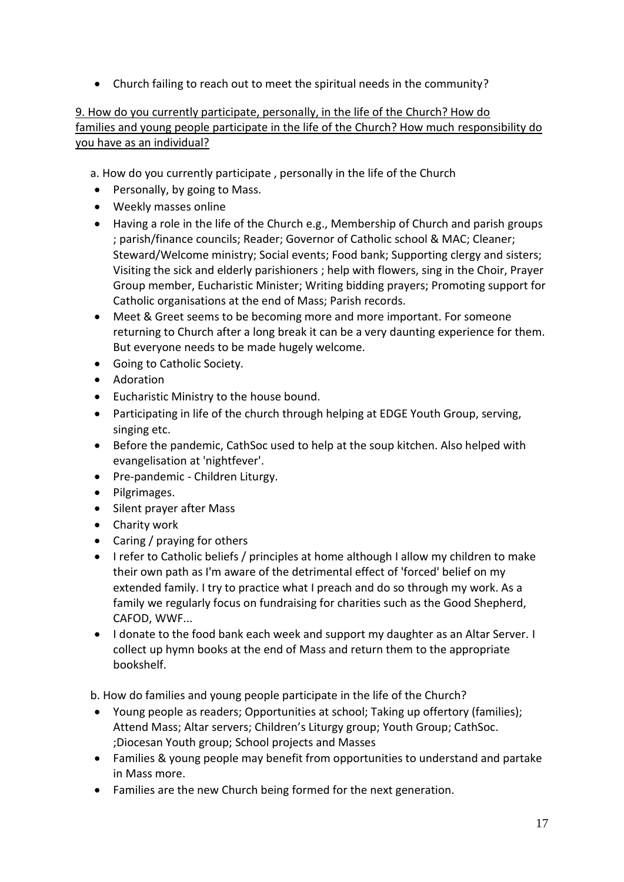- Church failing to reach out to meet the spiritual needs in the community?

<u>9. How do you currently participate, personally, in the life of the Church? How do families and young people participate in the life of the Church? How much responsibility do you have as an individual?</u>

a. How do you currently participate , personally in the life of the Church

- Personally, by going to Mass.
- Weekly masses online
- Having a role in the life of the Church e.g., Membership of Church and parish groups ; parish/finance councils; Reader; Governor of Catholic school & MAC; Cleaner; Steward/Welcome ministry; Social events; Food bank; Supporting clergy and sisters; Visiting the sick and elderly parishioners ; help with flowers, sing in the Choir, Prayer Group member, Eucharistic Minister; Writing bidding prayers; Promoting support for Catholic organisations at the end of Mass; Parish records.
- Meet & Greet seems to be becoming more and more important. For someone returning to Church after a long break it can be a very daunting experience for them. But everyone needs to be made hugely welcome.
- Going to Catholic Society.
- Adoration
- Eucharistic Ministry to the house bound.
- Participating in life of the church through helping at EDGE Youth Group, serving, singing etc.
- Before the pandemic, CathSoc used to help at the soup kitchen. Also helped with evangelisation at 'nightfever'.
- Pre-pandemic - Children Liturgy.
- Pilgrimages.
- Silent prayer after Mass
- Charity work
- Caring / praying for others
- I refer to Catholic beliefs / principles at home although I allow my children to make their own path as I'm aware of the detrimental effect of 'forced' belief on my extended family. I try to practice what I preach and do so through my work. As a family we regularly focus on fundraising for charities such as the Good Shepherd, CAFOD, WWF...
- I donate to the food bank each week and support my daughter as an Altar Server. I collect up hymn books at the end of Mass and return them to the appropriate bookshelf.

b. How do families and young people participate in the life of the Church?

- Young people as readers; Opportunities at school; Taking up offertory (families); Attend Mass; Altar servers; Children's Liturgy group; Youth Group; CathSoc. ;Diocesan Youth group; School projects and Masses
- Families & young people may benefit from opportunities to understand and partake in Mass more.
- Families are the new Church being formed for the next generation.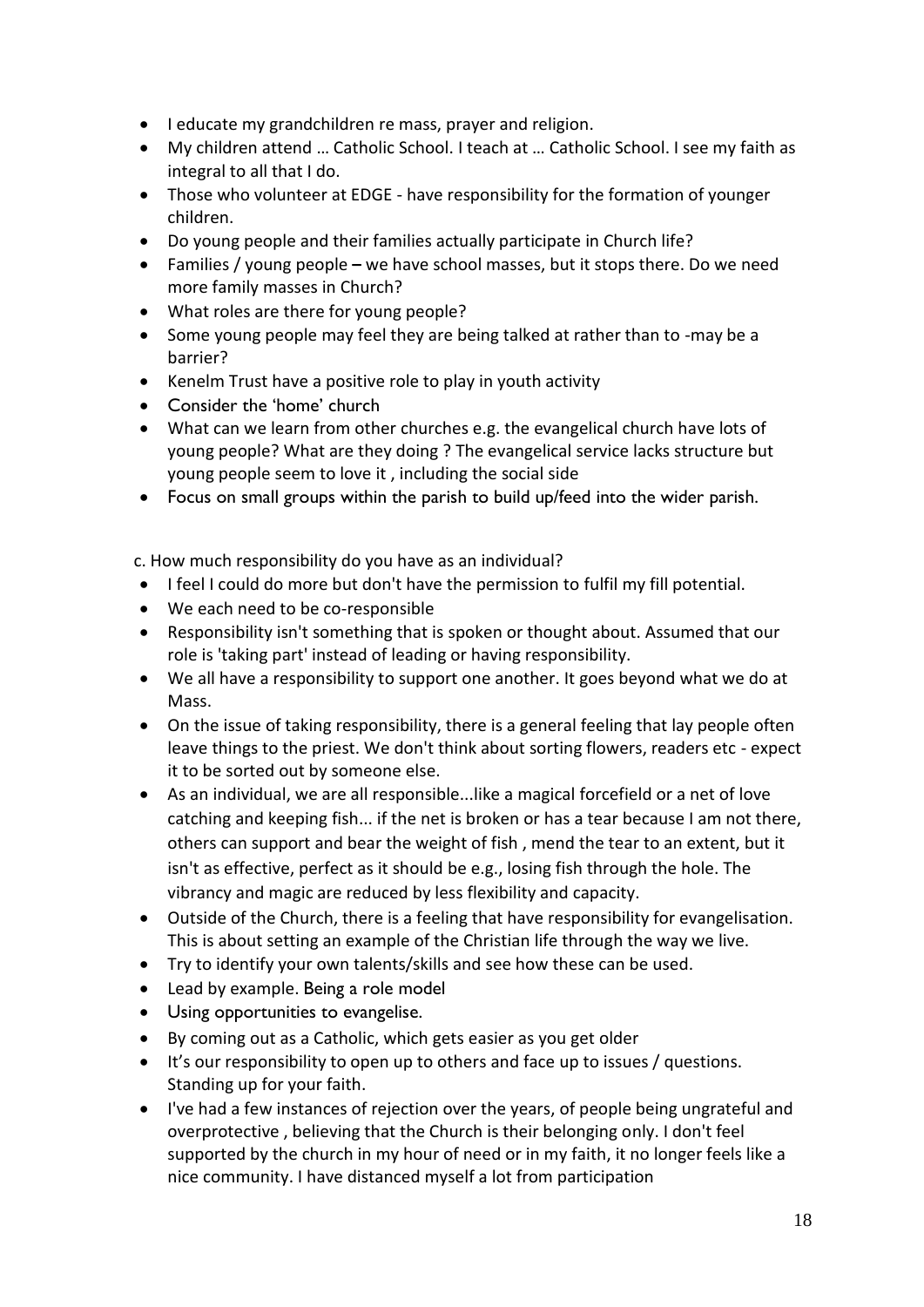- I educate my grandchildren re mass, prayer and religion.
- My children attend … Catholic School. I teach at … Catholic School. I see my faith as integral to all that I do.
- Those who volunteer at EDGE - have responsibility for the formation of younger children.
- Do young people and their families actually participate in Church life?
- Families / young people – we have school masses, but it stops there. Do we need more family masses in Church?
- What roles are there for young people?
- Some young people may feel they are being talked at rather than to -may be a barrier?
- Kenelm Trust have a positive role to play in youth activity
- Consider the 'home' church
- What can we learn from other churches e.g. the evangelical church have lots of young people? What are they doing ? The evangelical service lacks structure but young people seem to love it , including the social side
- Focus on small groups within the parish to build up/feed into the wider parish.

c. How much responsibility do you have as an individual?

- I feel I could do more but don't have the permission to fulfil my fill potential.
- We each need to be co-responsible
- Responsibility isn't something that is spoken or thought about. Assumed that our role is 'taking part' instead of leading or having responsibility.
- We all have a responsibility to support one another. It goes beyond what we do at Mass.
- On the issue of taking responsibility, there is a general feeling that lay people often leave things to the priest. We don't think about sorting flowers, readers etc - expect it to be sorted out by someone else.
- As an individual, we are all responsible...like a magical forcefield or a net of love catching and keeping fish... if the net is broken or has a tear because I am not there, others can support and bear the weight of fish , mend the tear to an extent, but it isn't as effective, perfect as it should be e.g., losing fish through the hole. The vibrancy and magic are reduced by less flexibility and capacity.
- Outside of the Church, there is a feeling that have responsibility for evangelisation. This is about setting an example of the Christian life through the way we live.
- Try to identify your own talents/skills and see how these can be used.
- Lead by example. Being a role model
- Using opportunities to evangelise.
- By coming out as a Catholic, which gets easier as you get older
- It's our responsibility to open up to others and face up to issues / questions. Standing up for your faith.
- I've had a few instances of rejection over the years, of people being ungrateful and overprotective , believing that the Church is their belonging only. I don't feel supported by the church in my hour of need or in my faith, it no longer feels like a nice community. I have distanced myself a lot from participation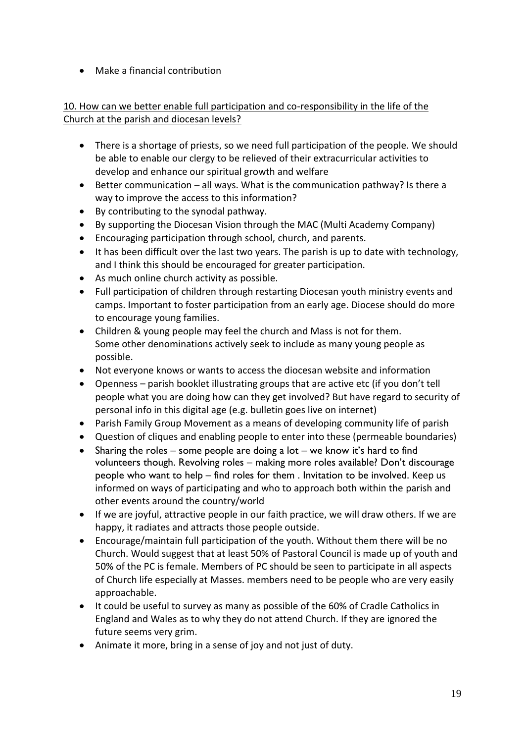- Make a financial contribution

<u>10. How can we better enable full participation and co-responsibility in the life of the Church at the parish and diocesan levels?</u>

- There is a shortage of priests, so we need full participation of the people. We should be able to enable our clergy to be relieved of their extracurricular activities to develop and enhance our spiritual growth and welfare
- Better communication – <u>all</u> ways. What is the communication pathway? Is there a way to improve the access to this information?
- By contributing to the synodal pathway.
- By supporting the Diocesan Vision through the MAC (Multi Academy Company)
- Encouraging participation through school, church, and parents.
- It has been difficult over the last two years. The parish is up to date with technology, and I think this should be encouraged for greater participation.
- As much online church activity as possible.
- Full participation of children through restarting Diocesan youth ministry events and camps. Important to foster participation from an early age. Diocese should do more to encourage young families.
- Children & young people may feel the church and Mass is not for them. Some other denominations actively seek to include as many young people as possible.
- Not everyone knows or wants to access the diocesan website and information
- Openness – parish booklet illustrating groups that are active etc (if you don't tell people what you are doing how can they get involved? But have regard to security of personal info in this digital age (e.g. bulletin goes live on internet)
- Parish Family Group Movement as a means of developing community life of parish
- Question of cliques and enabling people to enter into these (permeable boundaries)
- Sharing the roles – some people are doing a lot – we know it's hard to find volunteers though. Revolving roles – making more roles available? Don't discourage people who want to help – find roles for them . Invitation to be involved. Keep us informed on ways of participating and who to approach both within the parish and other events around the country/world
- If we are joyful, attractive people in our faith practice, we will draw others. If we are happy, it radiates and attracts those people outside.
- Encourage/maintain full participation of the youth. Without them there will be no Church. Would suggest that at least 50% of Pastoral Council is made up of youth and 50% of the PC is female. Members of PC should be seen to participate in all aspects of Church life especially at Masses. members need to be people who are very easily approachable.
- It could be useful to survey as many as possible of the 60% of Cradle Catholics in England and Wales as to why they do not attend Church. If they are ignored the future seems very grim.
- Animate it more, bring in a sense of joy and not just of duty.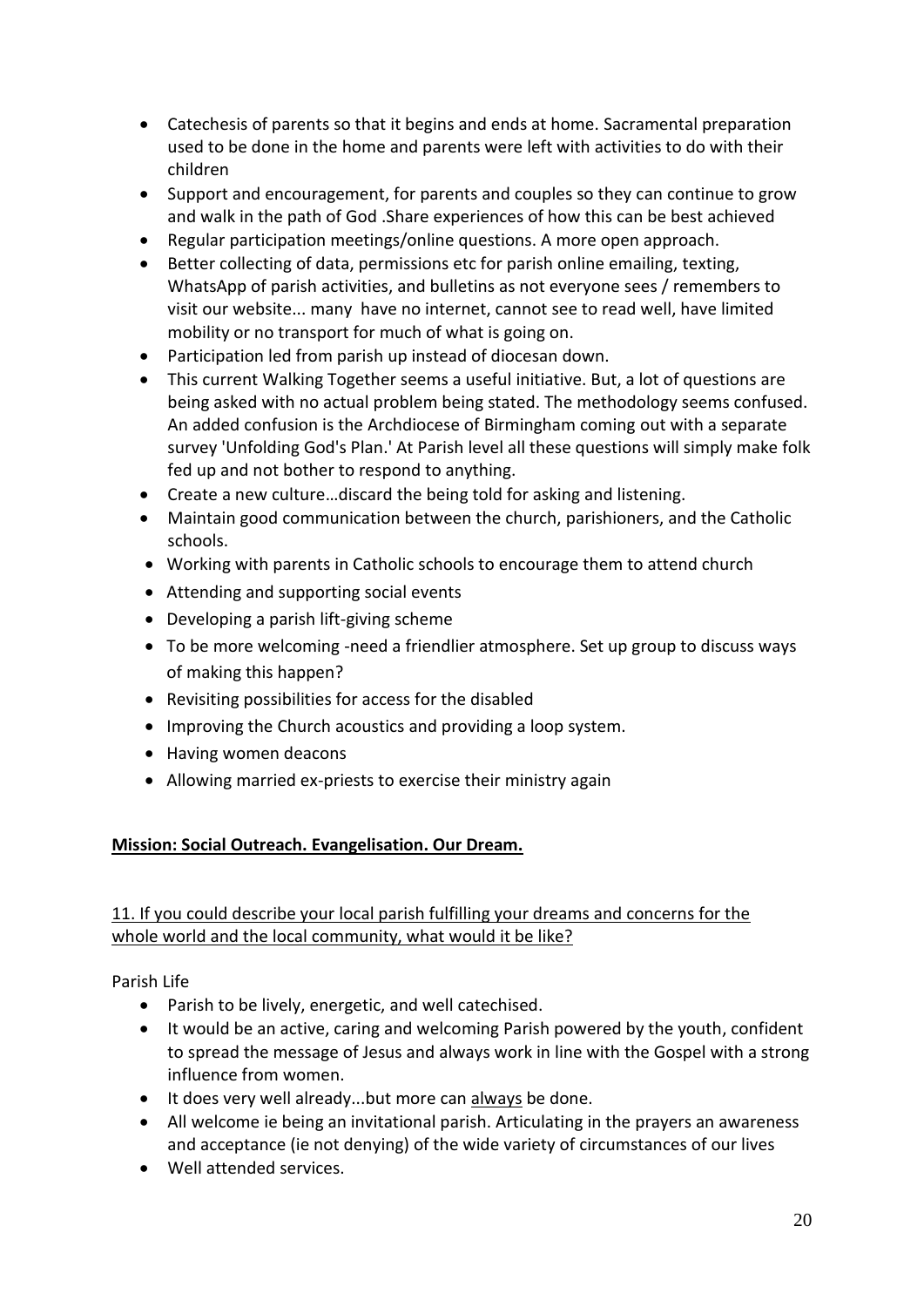- Catechesis of parents so that it begins and ends at home. Sacramental preparation used to be done in the home and parents were left with activities to do with their children
- Support and encouragement, for parents and couples so they can continue to grow and walk in the path of God .Share experiences of how this can be best achieved
- Regular participation meetings/online questions. A more open approach.
- Better collecting of data, permissions etc for parish online emailing, texting, WhatsApp of parish activities, and bulletins as not everyone sees / remembers to visit our website... many have no internet, cannot see to read well, have limited mobility or no transport for much of what is going on.
- Participation led from parish up instead of diocesan down.
- This current Walking Together seems a useful initiative. But, a lot of questions are being asked with no actual problem being stated. The methodology seems confused. An added confusion is the Archdiocese of Birmingham coming out with a separate survey 'Unfolding God's Plan.' At Parish level all these questions will simply make folk fed up and not bother to respond to anything.
- Create a new culture…discard the being told for asking and listening.
- Maintain good communication between the church, parishioners, and the Catholic schools.
- Working with parents in Catholic schools to encourage them to attend church
- Attending and supporting social events
- Developing a parish lift-giving scheme
- To be more welcoming -need a friendlier atmosphere. Set up group to discuss ways of making this happen?
- Revisiting possibilities for access for the disabled
- Improving the Church acoustics and providing a loop system.
- Having women deacons
- Allowing married ex-priests to exercise their ministry again

## Mission: Social Outreach. Evangelisation. Our Dream.

11. If you could describe your local parish fulfilling your dreams and concerns for the whole world and the local community, what would it be like?

Parish Life

- Parish to be lively, energetic, and well catechised.
- It would be an active, caring and welcoming Parish powered by the youth, confident to spread the message of Jesus and always work in line with the Gospel with a strong influence from women.
- It does very well already...but more can always be done.
- All welcome ie being an invitational parish. Articulating in the prayers an awareness and acceptance (ie not denying) of the wide variety of circumstances of our lives
- Well attended services.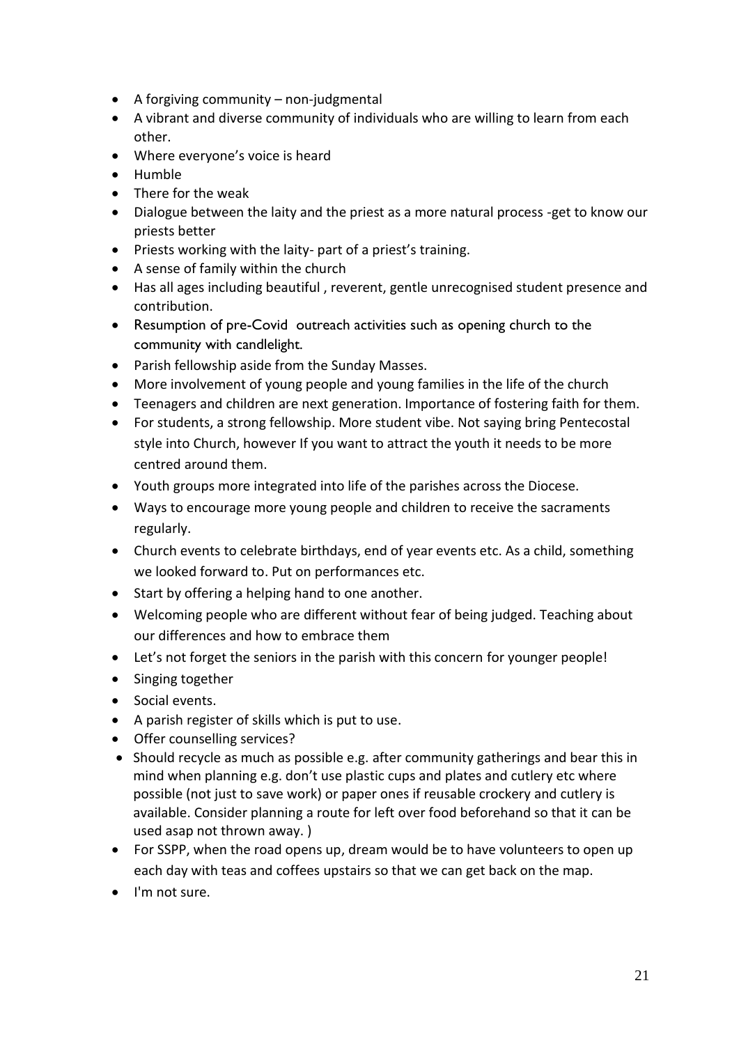- A forgiving community – non-judgmental
- A vibrant and diverse community of individuals who are willing to learn from each other.
- Where everyone's voice is heard
- Humble
- There for the weak
- Dialogue between the laity and the priest as a more natural process -get to know our priests better
- Priests working with the laity- part of a priest's training.
- A sense of family within the church
- Has all ages including beautiful , reverent, gentle unrecognised student presence and contribution.
- Resumption of pre-Covid outreach activities such as opening church to the community with candlelight.
- Parish fellowship aside from the Sunday Masses.
- More involvement of young people and young families in the life of the church
- Teenagers and children are next generation. Importance of fostering faith for them.
- For students, a strong fellowship. More student vibe. Not saying bring Pentecostal style into Church, however If you want to attract the youth it needs to be more centred around them.
- Youth groups more integrated into life of the parishes across the Diocese.
- Ways to encourage more young people and children to receive the sacraments regularly.
- Church events to celebrate birthdays, end of year events etc. As a child, something we looked forward to. Put on performances etc.
- Start by offering a helping hand to one another.
- Welcoming people who are different without fear of being judged. Teaching about our differences and how to embrace them
- Let's not forget the seniors in the parish with this concern for younger people!
- Singing together
- Social events.
- A parish register of skills which is put to use.
- Offer counselling services?
- Should recycle as much as possible e.g. after community gatherings and bear this in mind when planning e.g. don't use plastic cups and plates and cutlery etc where possible (not just to save work) or paper ones if reusable crockery and cutlery is available. Consider planning a route for left over food beforehand so that it can be used asap not thrown away. )
- For SSPP, when the road opens up, dream would be to have volunteers to open up each day with teas and coffees upstairs so that we can get back on the map.
- I'm not sure.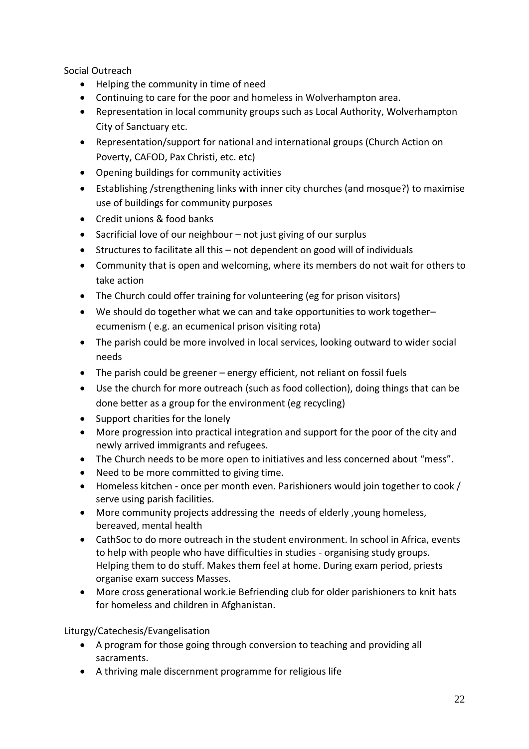Social Outreach

- Helping the community in time of need
- Continuing to care for the poor and homeless in Wolverhampton area.
- Representation in local community groups such as Local Authority, Wolverhampton City of Sanctuary etc.
- Representation/support for national and international groups (Church Action on Poverty, CAFOD, Pax Christi, etc. etc)
- Opening buildings for community activities
- Establishing /strengthening links with inner city churches (and mosque?) to maximise use of buildings for community purposes
- Credit unions & food banks
- Sacrificial love of our neighbour – not just giving of our surplus
- Structures to facilitate all this – not dependent on good will of individuals
- Community that is open and welcoming, where its members do not wait for others to take action
- The Church could offer training for volunteering (eg for prison visitors)
- We should do together what we can and take opportunities to work together– ecumenism ( e.g. an ecumenical prison visiting rota)
- The parish could be more involved in local services, looking outward to wider social needs
- The parish could be greener – energy efficient, not reliant on fossil fuels
- Use the church for more outreach (such as food collection), doing things that can be done better as a group for the environment (eg recycling)
- Support charities for the lonely
- More progression into practical integration and support for the poor of the city and newly arrived immigrants and refugees.
- The Church needs to be more open to initiatives and less concerned about "mess".
- Need to be more committed to giving time.
- Homeless kitchen - once per month even. Parishioners would join together to cook / serve using parish facilities.
- More community projects addressing the needs of elderly ,young homeless, bereaved, mental health
- CathSoc to do more outreach in the student environment. In school in Africa, events to help with people who have difficulties in studies - organising study groups. Helping them to do stuff. Makes them feel at home. During exam period, priests organise exam success Masses.
- More cross generational work.ie Befriending club for older parishioners to knit hats for homeless and children in Afghanistan.

Liturgy/Catechesis/Evangelisation

- A program for those going through conversion to teaching and providing all sacraments.
- A thriving male discernment programme for religious life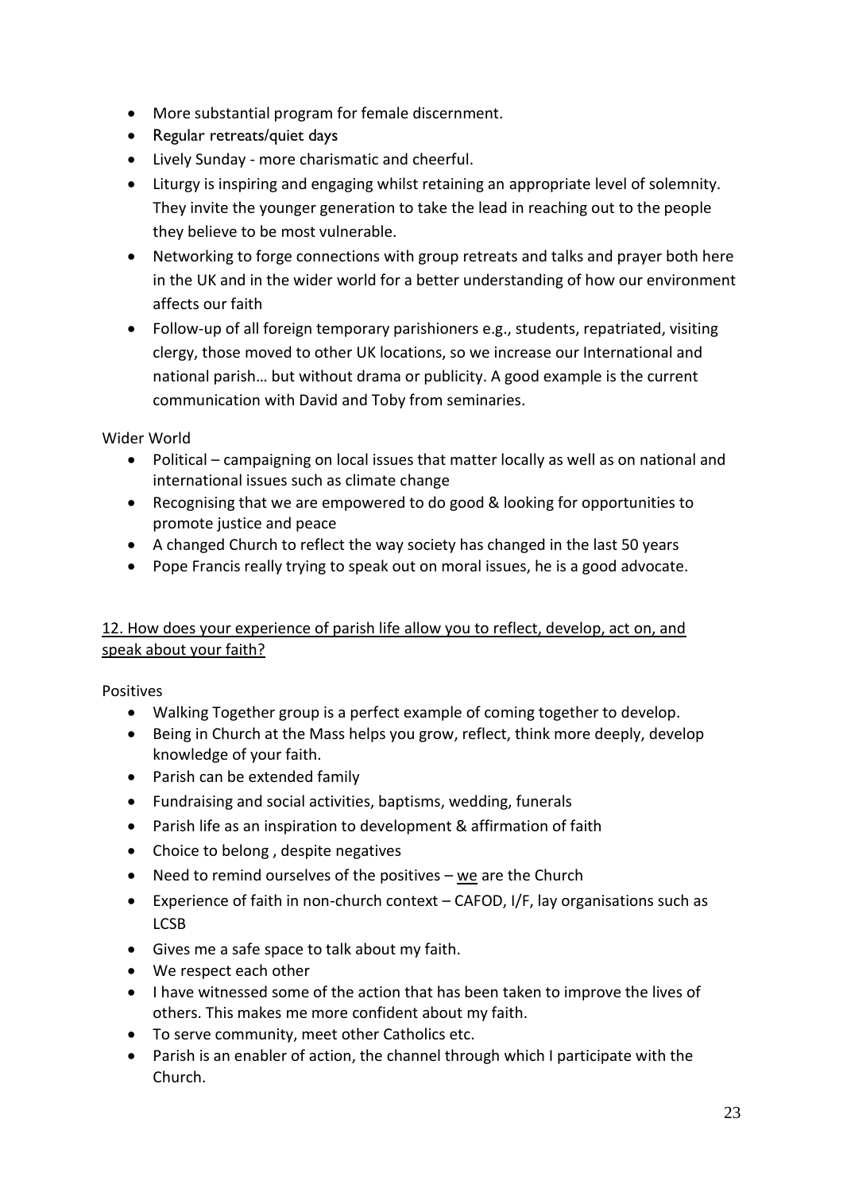- More substantial program for female discernment.
- Regular retreats/quiet days
- Lively Sunday - more charismatic and cheerful.
- Liturgy is inspiring and engaging whilst retaining an appropriate level of solemnity. They invite the younger generation to take the lead in reaching out to the people they believe to be most vulnerable.
- Networking to forge connections with group retreats and talks and prayer both here in the UK and in the wider world for a better understanding of how our environment affects our faith
- Follow-up of all foreign temporary parishioners e.g., students, repatriated, visiting clergy, those moved to other UK locations, so we increase our International and national parish… but without drama or publicity. A good example is the current communication with David and Toby from seminaries.

Wider World

- Political – campaigning on local issues that matter locally as well as on national and international issues such as climate change
- Recognising that we are empowered to do good & looking for opportunities to promote justice and peace
- A changed Church to reflect the way society has changed in the last 50 years
- Pope Francis really trying to speak out on moral issues, he is a good advocate.

<u>12. How does your experience of parish life allow you to reflect, develop, act on, and speak about your faith?</u>

Positives

- Walking Together group is a perfect example of coming together to develop.
- Being in Church at the Mass helps you grow, reflect, think more deeply, develop knowledge of your faith.
- Parish can be extended family
- Fundraising and social activities, baptisms, wedding, funerals
- Parish life as an inspiration to development & affirmation of faith
- Choice to belong , despite negatives
- Need to remind ourselves of the positives – <u>we</u> are the Church
- Experience of faith in non-church context – CAFOD, I/F, lay organisations such as LCSB
- Gives me a safe space to talk about my faith.
- We respect each other
- I have witnessed some of the action that has been taken to improve the lives of others. This makes me more confident about my faith.
- To serve community, meet other Catholics etc.
- Parish is an enabler of action, the channel through which I participate with the Church.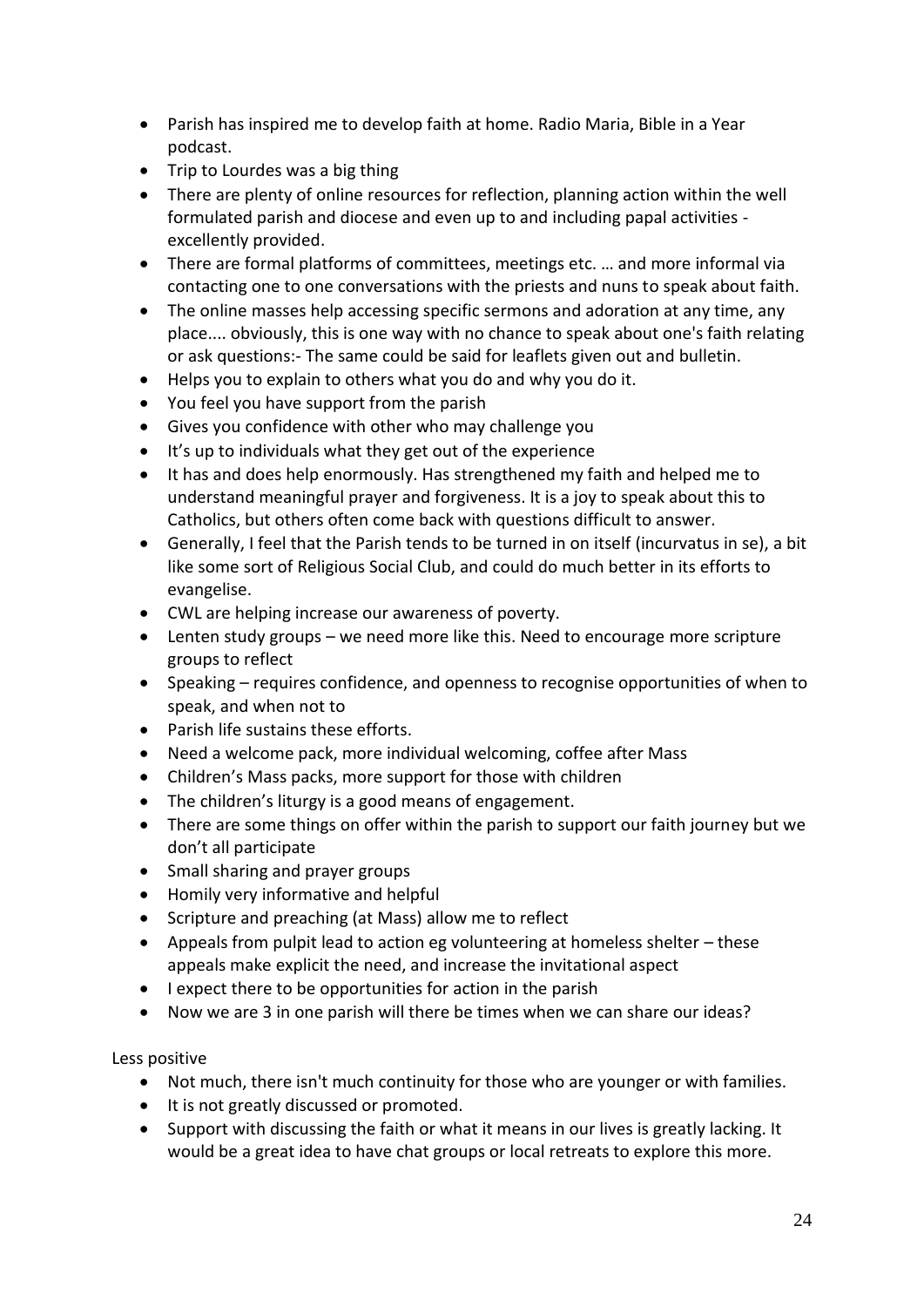- Parish has inspired me to develop faith at home. Radio Maria, Bible in a Year podcast.
- Trip to Lourdes was a big thing
- There are plenty of online resources for reflection, planning action within the well formulated parish and diocese and even up to and including papal activities - excellently provided.
- There are formal platforms of committees, meetings etc. … and more informal via contacting one to one conversations with the priests and nuns to speak about faith.
- The online masses help accessing specific sermons and adoration at any time, any place.... obviously, this is one way with no chance to speak about one's faith relating or ask questions:- The same could be said for leaflets given out and bulletin.
- Helps you to explain to others what you do and why you do it.
- You feel you have support from the parish
- Gives you confidence with other who may challenge you
- It’s up to individuals what they get out of the experience
- It has and does help enormously. Has strengthened my faith and helped me to understand meaningful prayer and forgiveness. It is a joy to speak about this to Catholics, but others often come back with questions difficult to answer.
- Generally, I feel that the Parish tends to be turned in on itself (incurvatus in se), a bit like some sort of Religious Social Club, and could do much better in its efforts to evangelise.
- CWL are helping increase our awareness of poverty.
- Lenten study groups – we need more like this. Need to encourage more scripture groups to reflect
- Speaking – requires confidence, and openness to recognise opportunities of when to speak, and when not to
- Parish life sustains these efforts.
- Need a welcome pack, more individual welcoming, coffee after Mass
- Children’s Mass packs, more support for those with children
- The children’s liturgy is a good means of engagement.
- There are some things on offer within the parish to support our faith journey but we don’t all participate
- Small sharing and prayer groups
- Homily very informative and helpful
- Scripture and preaching (at Mass) allow me to reflect
- Appeals from pulpit lead to action eg volunteering at homeless shelter – these appeals make explicit the need, and increase the invitational aspect
- I expect there to be opportunities for action in the parish
- Now we are 3 in one parish will there be times when we can share our ideas?

Less positive

- Not much, there isn't much continuity for those who are younger or with families.
- It is not greatly discussed or promoted.
- Support with discussing the faith or what it means in our lives is greatly lacking. It would be a great idea to have chat groups or local retreats to explore this more.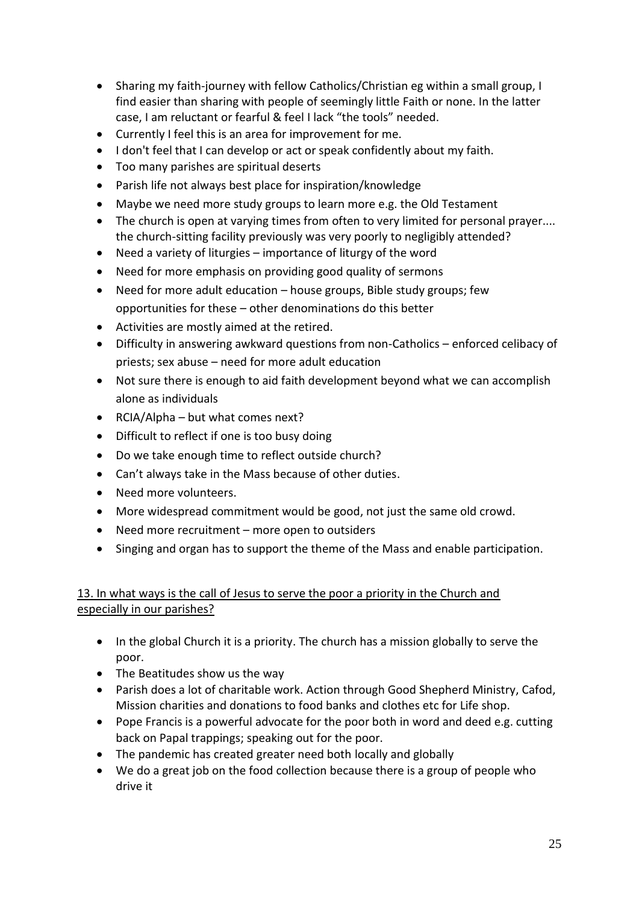- Sharing my faith-journey with fellow Catholics/Christian eg within a small group, I find easier than sharing with people of seemingly little Faith or none. In the latter case, I am reluctant or fearful & feel I lack "the tools" needed.
- Currently I feel this is an area for improvement for me.
- I don't feel that I can develop or act or speak confidently about my faith.
- Too many parishes are spiritual deserts
- Parish life not always best place for inspiration/knowledge
- Maybe we need more study groups to learn more e.g. the Old Testament
- The church is open at varying times from often to very limited for personal prayer.... the church-sitting facility previously was very poorly to negligibly attended?
- Need a variety of liturgies – importance of liturgy of the word
- Need for more emphasis on providing good quality of sermons
- Need for more adult education – house groups, Bible study groups; few opportunities for these – other denominations do this better
- Activities are mostly aimed at the retired.
- Difficulty in answering awkward questions from non-Catholics – enforced celibacy of priests; sex abuse – need for more adult education
- Not sure there is enough to aid faith development beyond what we can accomplish alone as individuals
- RCIA/Alpha – but what comes next?
- Difficult to reflect if one is too busy doing
- Do we take enough time to reflect outside church?
- Can't always take in the Mass because of other duties.
- Need more volunteers.
- More widespread commitment would be good, not just the same old crowd.
- Need more recruitment – more open to outsiders
- Singing and organ has to support the theme of the Mass and enable participation.

## 13. In what ways is the call of Jesus to serve the poor a priority in the Church and especially in our parishes?

- In the global Church it is a priority. The church has a mission globally to serve the poor.
- The Beatitudes show us the way
- Parish does a lot of charitable work. Action through Good Shepherd Ministry, Cafod, Mission charities and donations to food banks and clothes etc for Life shop.
- Pope Francis is a powerful advocate for the poor both in word and deed e.g. cutting back on Papal trappings; speaking out for the poor.
- The pandemic has created greater need both locally and globally
- We do a great job on the food collection because there is a group of people who drive it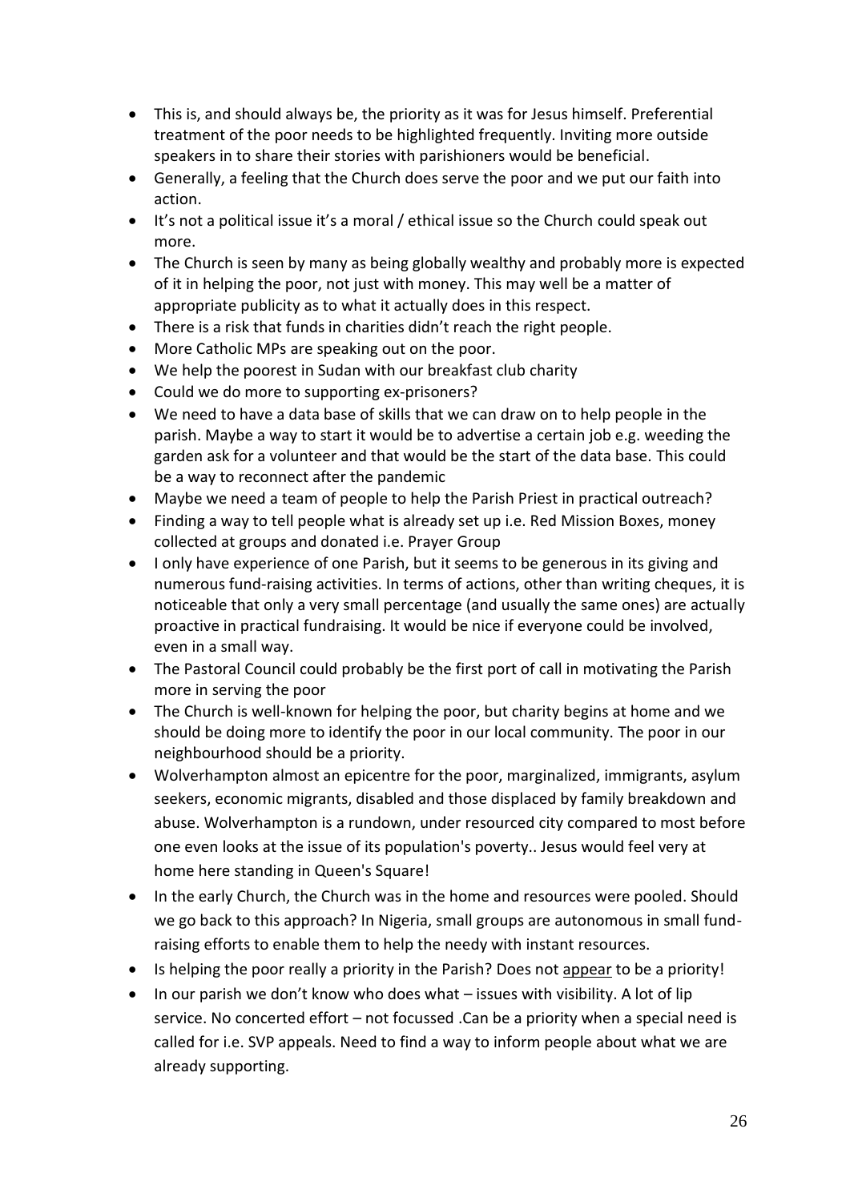- This is, and should always be, the priority as it was for Jesus himself. Preferential treatment of the poor needs to be highlighted frequently. Inviting more outside speakers in to share their stories with parishioners would be beneficial.
- Generally, a feeling that the Church does serve the poor and we put our faith into action.
- It's not a political issue it's a moral / ethical issue so the Church could speak out more.
- The Church is seen by many as being globally wealthy and probably more is expected of it in helping the poor, not just with money. This may well be a matter of appropriate publicity as to what it actually does in this respect.
- There is a risk that funds in charities didn't reach the right people.
- More Catholic MPs are speaking out on the poor.
- We help the poorest in Sudan with our breakfast club charity
- Could we do more to supporting ex-prisoners?
- We need to have a data base of skills that we can draw on to help people in the parish. Maybe a way to start it would be to advertise a certain job e.g. weeding the garden ask for a volunteer and that would be the start of the data base. This could be a way to reconnect after the pandemic
- Maybe we need a team of people to help the Parish Priest in practical outreach?
- Finding a way to tell people what is already set up i.e. Red Mission Boxes, money collected at groups and donated i.e. Prayer Group
- I only have experience of one Parish, but it seems to be generous in its giving and numerous fund-raising activities. In terms of actions, other than writing cheques, it is noticeable that only a very small percentage (and usually the same ones) are actually proactive in practical fundraising. It would be nice if everyone could be involved, even in a small way.
- The Pastoral Council could probably be the first port of call in motivating the Parish more in serving the poor
- The Church is well-known for helping the poor, but charity begins at home and we should be doing more to identify the poor in our local community. The poor in our neighbourhood should be a priority.
- Wolverhampton almost an epicentre for the poor, marginalized, immigrants, asylum seekers, economic migrants, disabled and those displaced by family breakdown and abuse. Wolverhampton is a rundown, under resourced city compared to most before one even looks at the issue of its population's poverty.. Jesus would feel very at home here standing in Queen's Square!
- In the early Church, the Church was in the home and resources were pooled. Should we go back to this approach? In Nigeria, small groups are autonomous in small fund-raising efforts to enable them to help the needy with instant resources.
- Is helping the poor really a priority in the Parish? Does not <u>appear</u> to be a priority!
- In our parish we don't know who does what – issues with visibility. A lot of lip service. No concerted effort – not focussed .Can be a priority when a special need is called for i.e. SVP appeals. Need to find a way to inform people about what we are already supporting.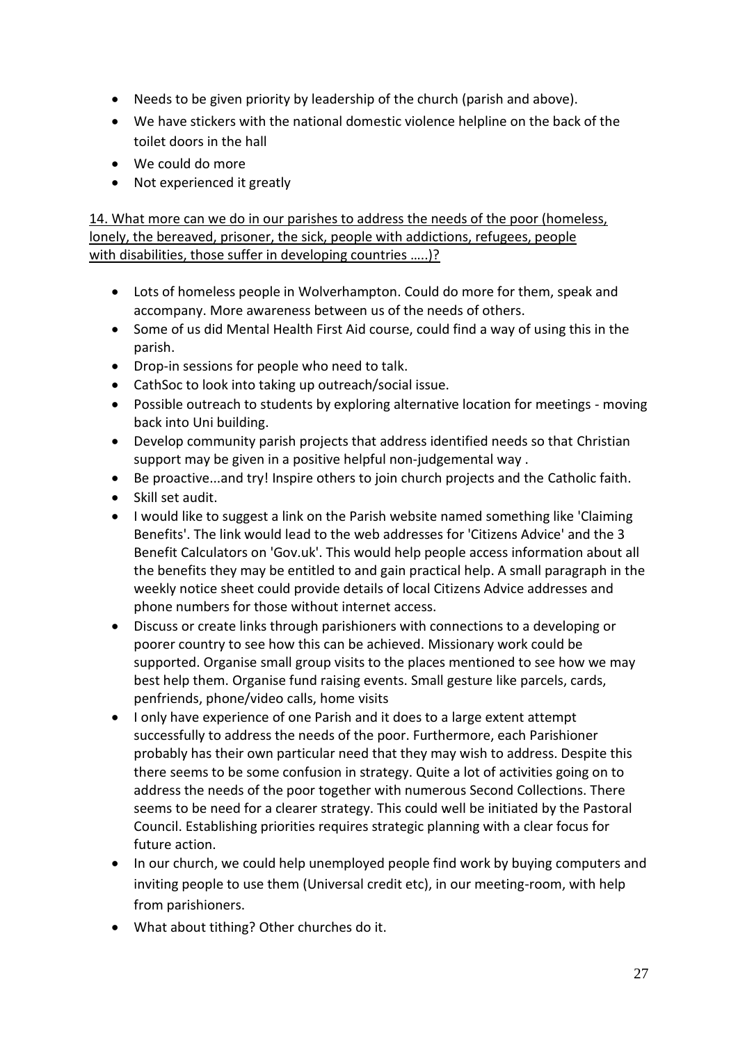- Needs to be given priority by leadership of the church (parish and above).
- We have stickers with the national domestic violence helpline on the back of the toilet doors in the hall
- We could do more
- Not experienced it greatly

<u>14. What more can we do in our parishes to address the needs of the poor (homeless, lonely, the bereaved, prisoner, the sick, people with addictions, refugees, people with disabilities, those suffer in developing countries …..)?</u>

- Lots of homeless people in Wolverhampton. Could do more for them, speak and accompany. More awareness between us of the needs of others.
- Some of us did Mental Health First Aid course, could find a way of using this in the parish.
- Drop-in sessions for people who need to talk.
- CathSoc to look into taking up outreach/social issue.
- Possible outreach to students by exploring alternative location for meetings - moving back into Uni building.
- Develop community parish projects that address identified needs so that Christian support may be given in a positive helpful non-judgemental way .
- Be proactive...and try! Inspire others to join church projects and the Catholic faith.
- Skill set audit.
- I would like to suggest a link on the Parish website named something like 'Claiming Benefits'. The link would lead to the web addresses for 'Citizens Advice' and the 3 Benefit Calculators on 'Gov.uk'. This would help people access information about all the benefits they may be entitled to and gain practical help. A small paragraph in the weekly notice sheet could provide details of local Citizens Advice addresses and phone numbers for those without internet access.
- Discuss or create links through parishioners with connections to a developing or poorer country to see how this can be achieved. Missionary work could be supported. Organise small group visits to the places mentioned to see how we may best help them. Organise fund raising events. Small gesture like parcels, cards, penfriends, phone/video calls, home visits
- I only have experience of one Parish and it does to a large extent attempt successfully to address the needs of the poor. Furthermore, each Parishioner probably has their own particular need that they may wish to address. Despite this there seems to be some confusion in strategy. Quite a lot of activities going on to address the needs of the poor together with numerous Second Collections. There seems to be need for a clearer strategy. This could well be initiated by the Pastoral Council. Establishing priorities requires strategic planning with a clear focus for future action.
- In our church, we could help unemployed people find work by buying computers and inviting people to use them (Universal credit etc), in our meeting-room, with help from parishioners.
- What about tithing? Other churches do it.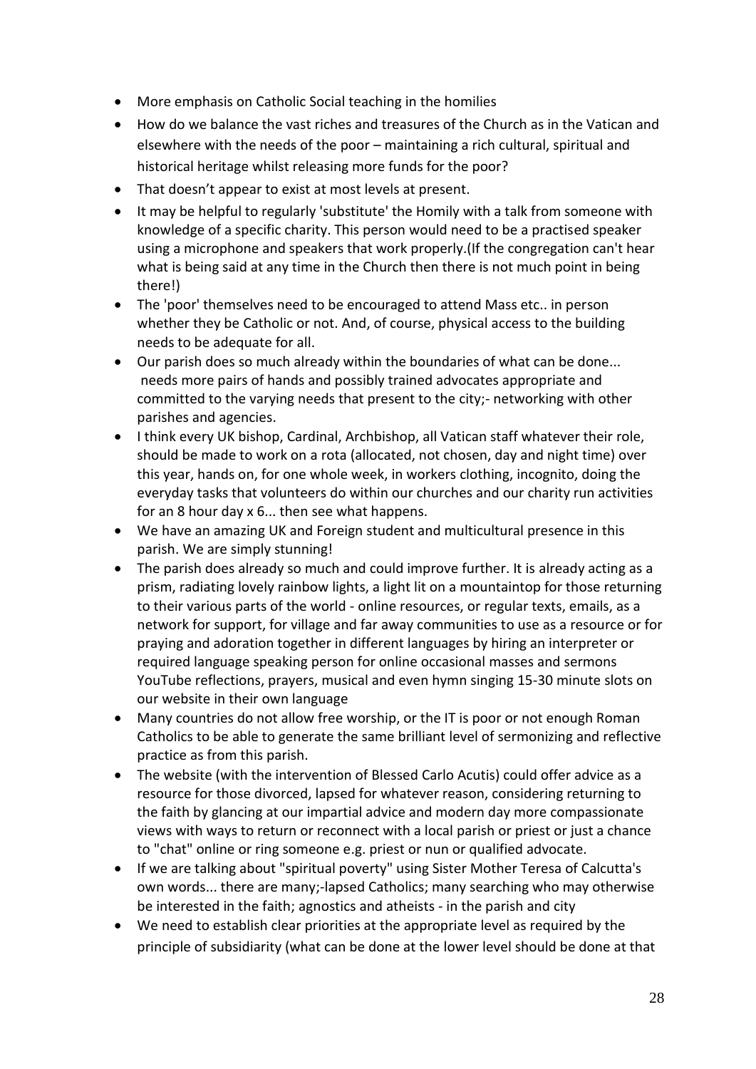- More emphasis on Catholic Social teaching in the homilies
- How do we balance the vast riches and treasures of the Church as in the Vatican and elsewhere with the needs of the poor – maintaining a rich cultural, spiritual and historical heritage whilst releasing more funds for the poor?
- That doesn't appear to exist at most levels at present.
- It may be helpful to regularly 'substitute' the Homily with a talk from someone with knowledge of a specific charity. This person would need to be a practised speaker using a microphone and speakers that work properly.(If the congregation can't hear what is being said at any time in the Church then there is not much point in being there!)
- The 'poor' themselves need to be encouraged to attend Mass etc.. in person whether they be Catholic or not. And, of course, physical access to the building needs to be adequate for all.
- Our parish does so much already within the boundaries of what can be done... needs more pairs of hands and possibly trained advocates appropriate and committed to the varying needs that present to the city;- networking with other parishes and agencies.
- I think every UK bishop, Cardinal, Archbishop, all Vatican staff whatever their role, should be made to work on a rota (allocated, not chosen, day and night time) over this year, hands on, for one whole week, in workers clothing, incognito, doing the everyday tasks that volunteers do within our churches and our charity run activities for an 8 hour day x 6... then see what happens.
- We have an amazing UK and Foreign student and multicultural presence in this parish. We are simply stunning!
- The parish does already so much and could improve further. It is already acting as a prism, radiating lovely rainbow lights, a light lit on a mountaintop for those returning to their various parts of the world - online resources, or regular texts, emails, as a network for support, for village and far away communities to use as a resource or for praying and adoration together in different languages by hiring an interpreter or required language speaking person for online occasional masses and sermons YouTube reflections, prayers, musical and even hymn singing 15-30 minute slots on our website in their own language
- Many countries do not allow free worship, or the IT is poor or not enough Roman Catholics to be able to generate the same brilliant level of sermonizing and reflective practice as from this parish.
- The website (with the intervention of Blessed Carlo Acutis) could offer advice as a resource for those divorced, lapsed for whatever reason, considering returning to the faith by glancing at our impartial advice and modern day more compassionate views with ways to return or reconnect with a local parish or priest or just a chance to "chat" online or ring someone e.g. priest or nun or qualified advocate.
- If we are talking about "spiritual poverty" using Sister Mother Teresa of Calcutta's own words... there are many;-lapsed Catholics; many searching who may otherwise be interested in the faith; agnostics and atheists - in the parish and city
- We need to establish clear priorities at the appropriate level as required by the principle of subsidiarity (what can be done at the lower level should be done at that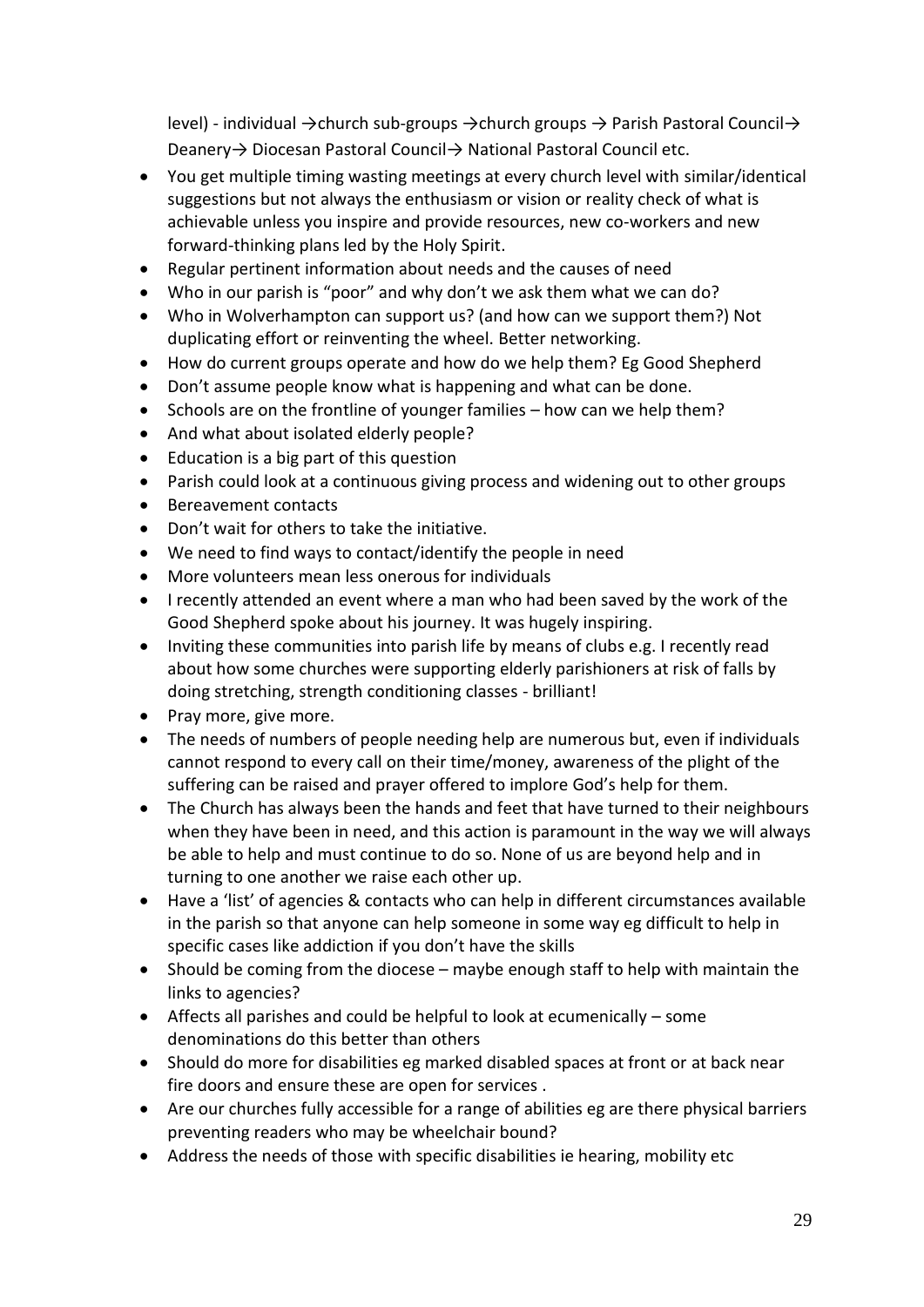level) - individual →church sub-groups →church groups → Parish Pastoral Council→ Deanery→ Diocesan Pastoral Council→ National Pastoral Council etc.

- You get multiple timing wasting meetings at every church level with similar/identical suggestions but not always the enthusiasm or vision or reality check of what is achievable unless you inspire and provide resources, new co-workers and new forward-thinking plans led by the Holy Spirit.
- Regular pertinent information about needs and the causes of need
- Who in our parish is "poor" and why don't we ask them what we can do?
- Who in Wolverhampton can support us? (and how can we support them?) Not duplicating effort or reinventing the wheel. Better networking.
- How do current groups operate and how do we help them? Eg Good Shepherd
- Don't assume people know what is happening and what can be done.
- Schools are on the frontline of younger families – how can we help them?
- And what about isolated elderly people?
- Education is a big part of this question
- Parish could look at a continuous giving process and widening out to other groups
- Bereavement contacts
- Don't wait for others to take the initiative.
- We need to find ways to contact/identify the people in need
- More volunteers mean less onerous for individuals
- I recently attended an event where a man who had been saved by the work of the Good Shepherd spoke about his journey. It was hugely inspiring.
- Inviting these communities into parish life by means of clubs e.g. I recently read about how some churches were supporting elderly parishioners at risk of falls by doing stretching, strength conditioning classes - brilliant!
- Pray more, give more.
- The needs of numbers of people needing help are numerous but, even if individuals cannot respond to every call on their time/money, awareness of the plight of the suffering can be raised and prayer offered to implore God's help for them.
- The Church has always been the hands and feet that have turned to their neighbours when they have been in need, and this action is paramount in the way we will always be able to help and must continue to do so. None of us are beyond help and in turning to one another we raise each other up.
- Have a 'list' of agencies & contacts who can help in different circumstances available in the parish so that anyone can help someone in some way eg difficult to help in specific cases like addiction if you don't have the skills
- Should be coming from the diocese – maybe enough staff to help with maintain the links to agencies?
- Affects all parishes and could be helpful to look at ecumenically – some denominations do this better than others
- Should do more for disabilities eg marked disabled spaces at front or at back near fire doors and ensure these are open for services .
- Are our churches fully accessible for a range of abilities eg are there physical barriers preventing readers who may be wheelchair bound?
- Address the needs of those with specific disabilities ie hearing, mobility etc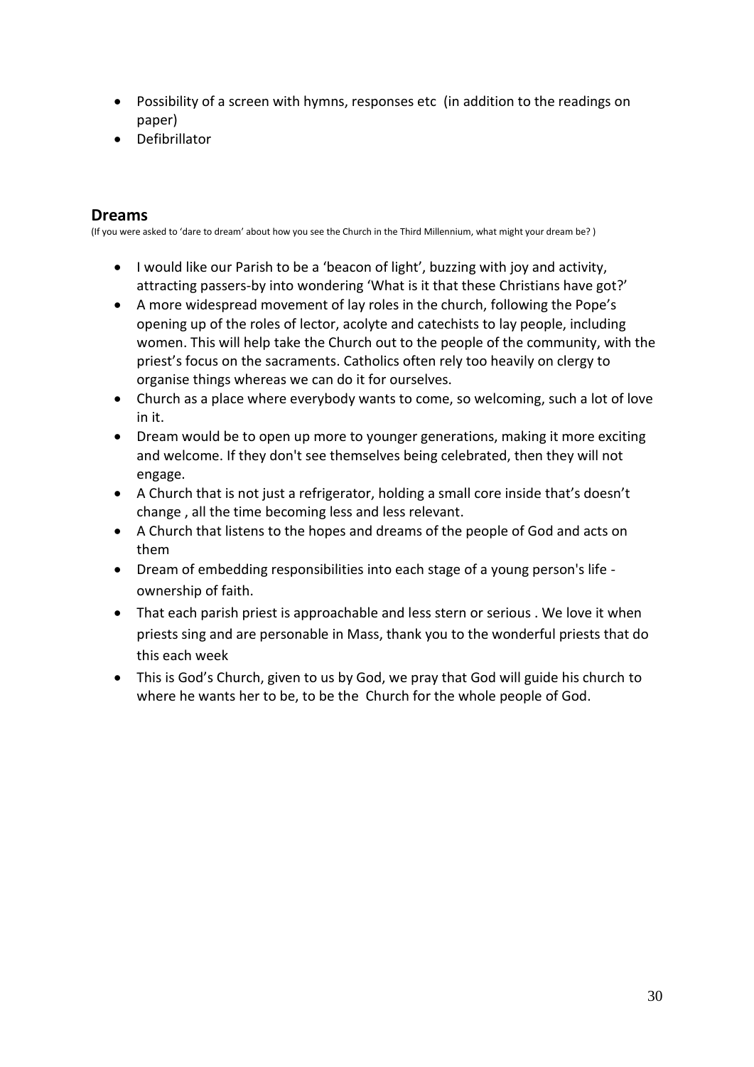- Possibility of a screen with hymns, responses etc  (in addition to the readings on paper)
- Defibrillator

## Dreams

(If you were asked to 'dare to dream' about how you see the Church in the Third Millennium, what might your dream be? )

- I would like our Parish to be a 'beacon of light', buzzing with joy and activity, attracting passers-by into wondering 'What is it that these Christians have got?'
- A more widespread movement of lay roles in the church, following the Pope's opening up of the roles of lector, acolyte and catechists to lay people, including women. This will help take the Church out to the people of the community, with the priest's focus on the sacraments. Catholics often rely too heavily on clergy to organise things whereas we can do it for ourselves.
- Church as a place where everybody wants to come, so welcoming, such a lot of love in it.
- Dream would be to open up more to younger generations, making it more exciting and welcome. If they don't see themselves being celebrated, then they will not engage.
- A Church that is not just a refrigerator, holding a small core inside that's doesn't change , all the time becoming less and less relevant.
- A Church that listens to the hopes and dreams of the people of God and acts on them
- Dream of embedding responsibilities into each stage of a young person's life - ownership of faith.
- That each parish priest is approachable and less stern or serious . We love it when priests sing and are personable in Mass, thank you to the wonderful priests that do this each week
- This is God's Church, given to us by God, we pray that God will guide his church to where he wants her to be, to be the  Church for the whole people of God.